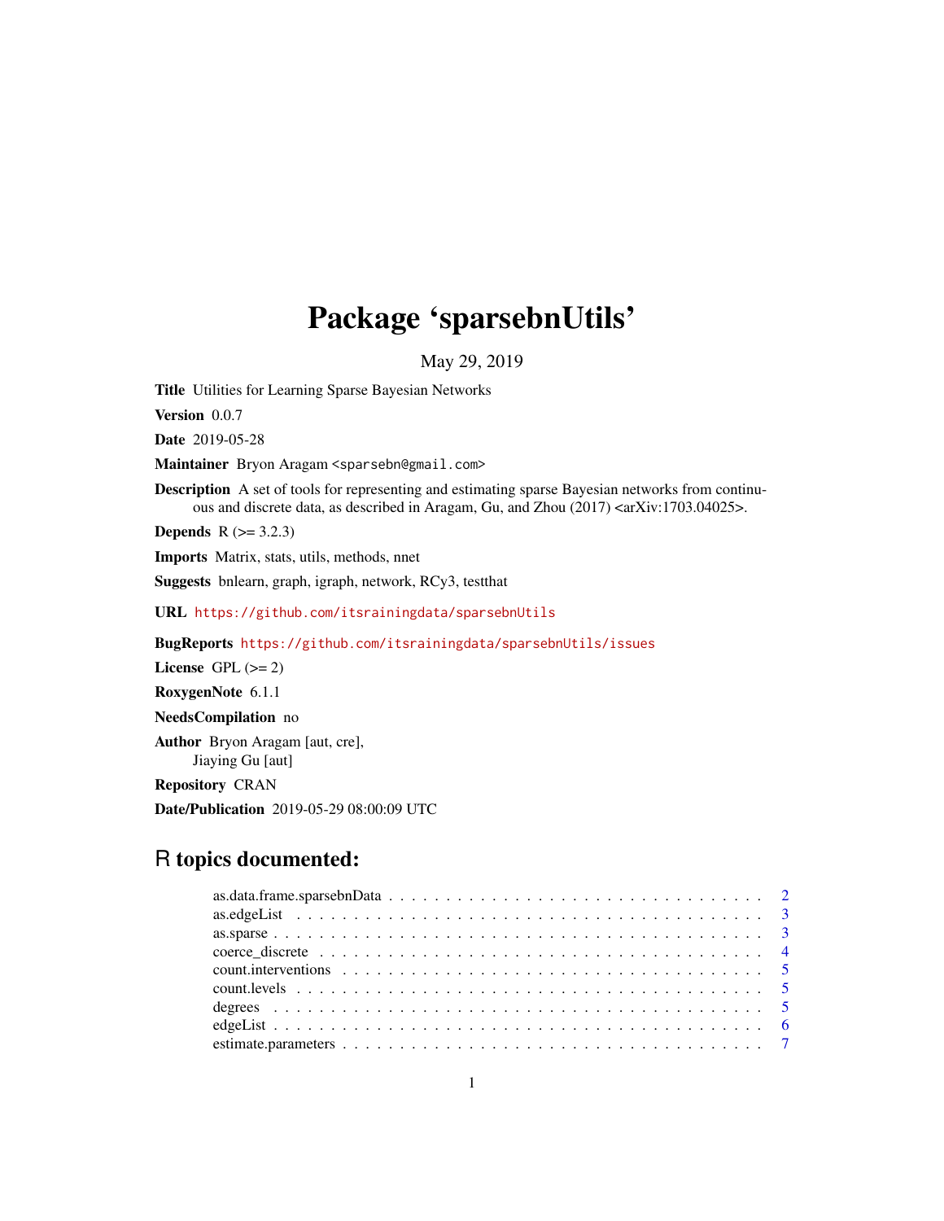# Package 'sparsebnUtils'

May 29, 2019

**Title** Utilities for Learning Sparse Bayesian Networks

**Version** 0.0.7

**Date** 2019-05-28

**Maintainer** Bryon Aragam <sparsebn@gmail.com>

**Description** A set of tools for representing and estimating sparse Bayesian networks from continuous and discrete data, as described in Aragam, Gu, and Zhou (2017) <arXiv:1703.04025>.

**Depends** R (>= 3.2.3)

**Imports** Matrix, stats, utils, methods, nnet

**Suggests** bnlearn, graph, igraph, network, RCy3, testthat

**URL** https://github.com/itsrainingdata/sparsebnUtils

**BugReports** https://github.com/itsrainingdata/sparsebnUtils/issues

**License** GPL (>= 2)

**RoxygenNote** 6.1.1

**NeedsCompilation** no

**Author** Bryon Aragam [aut, cre],
Jiaying Gu [aut]

**Repository** CRAN

**Date/Publication** 2019-05-29 08:00:09 UTC

## R topics documented:

| | |
|---|---|
| as.data.frame.sparsebnData | 2 |
| as.edgeList | 3 |
| as.sparse | 3 |
| coerce_discrete | 4 |
| count.interventions | 5 |
| count.levels | 5 |
| degrees | 5 |
| edgeList | 6 |
| estimate.parameters | 7 |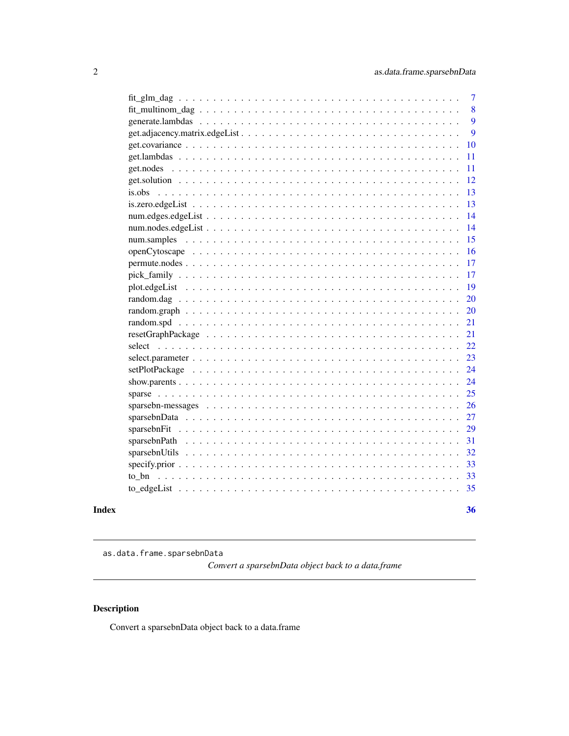| | |
|---|---|
| fit_glm_dag | 7 |
| fit_multinom_dag | 8 |
| generate.lambdas | 9 |
| get.adjacency.matrix.edgeList | 9 |
| get.covariance | 10 |
| get.lambdas | 11 |
| get.nodes | 11 |
| get.solution | 12 |
| is.obs | 13 |
| is.zero.edgeList | 13 |
| num.edges.edgeList | 14 |
| num.nodes.edgeList | 14 |
| num.samples | 15 |
| openCytoscape | 16 |
| permute.nodes | 17 |
| pick_family | 17 |
| plot.edgeList | 19 |
| random.dag | 20 |
| random.graph | 20 |
| random.spd | 21 |
| resetGraphPackage | 21 |
| select | 22 |
| select.parameter | 23 |
| setPlotPackage | 24 |
| show.parents | 24 |
| sparse | 25 |
| sparsebn-messages | 26 |
| sparsebnData | 27 |
| sparsebnFit | 29 |
| sparsebnPath | 31 |
| sparsebnUtils | 32 |
| specify.prior | 33 |
| to_bn | 33 |
| to_edgeList | 35 |

**Index** **36**

---

`as.data.frame.sparsebnData` *Convert a sparsebnData object back to a data.frame*

---

## Description

Convert a sparsebnData object back to a data.frame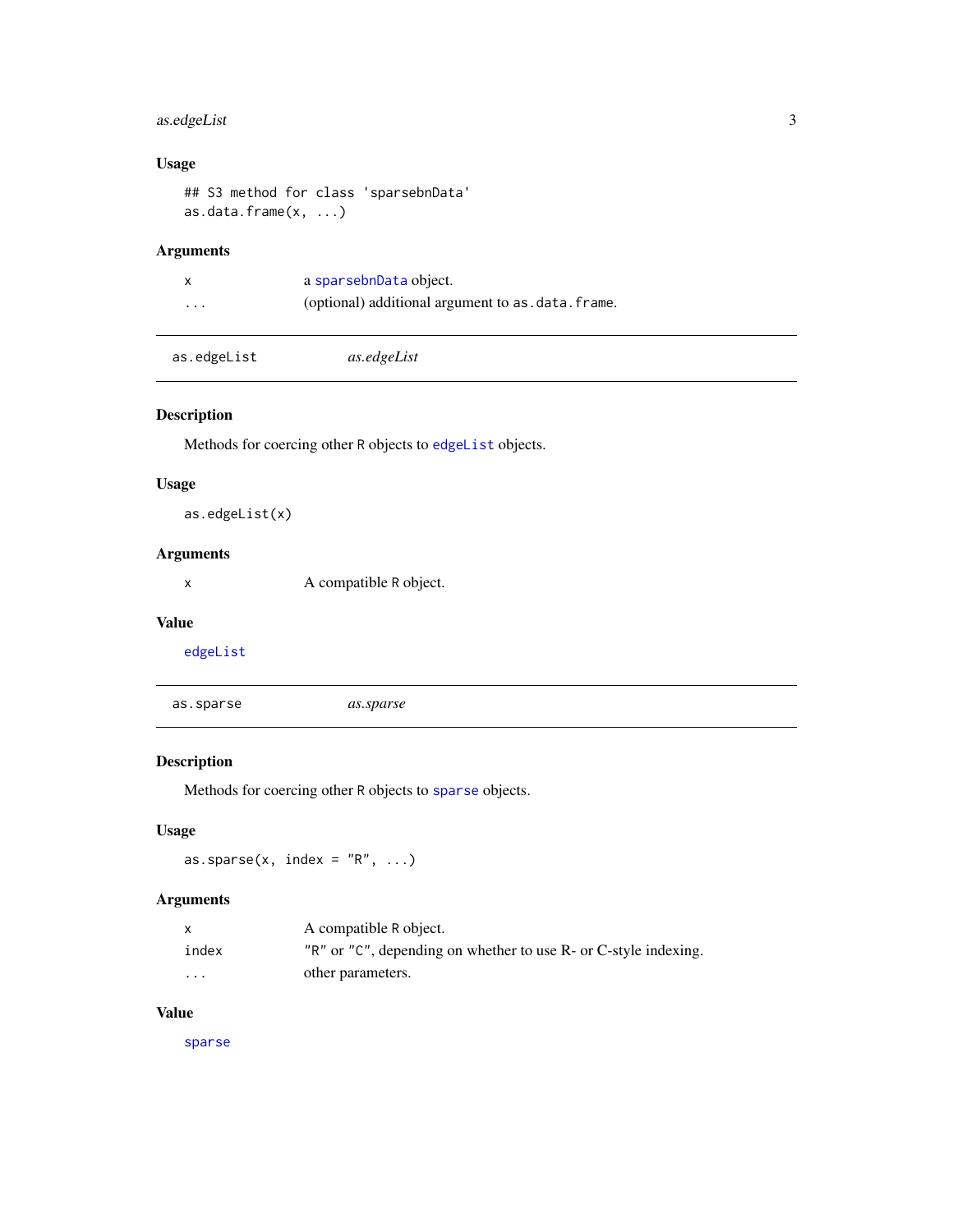### Usage

```
## S3 method for class 'sparsebnData'
as.data.frame(x, ...)
```

### Arguments

| | |
|---|---|
| x | a sparsebnData object. |
| ... | (optional) additional argument to as.data.frame. |

---

## as.edgeList — *as.edgeList*

---

### Description

Methods for coercing other R objects to edgeList objects.

### Usage

```
as.edgeList(x)
```

### Arguments

| | |
|---|---|
| x | A compatible R object. |

### Value

edgeList

---

## as.sparse — *as.sparse*

---

### Description

Methods for coercing other R objects to sparse objects.

### Usage

```
as.sparse(x, index = "R", ...)
```

### Arguments

| | |
|---|---|
| x | A compatible R object. |
| index | "R" or "C", depending on whether to use R- or C-style indexing. |
| ... | other parameters. |

### Value

sparse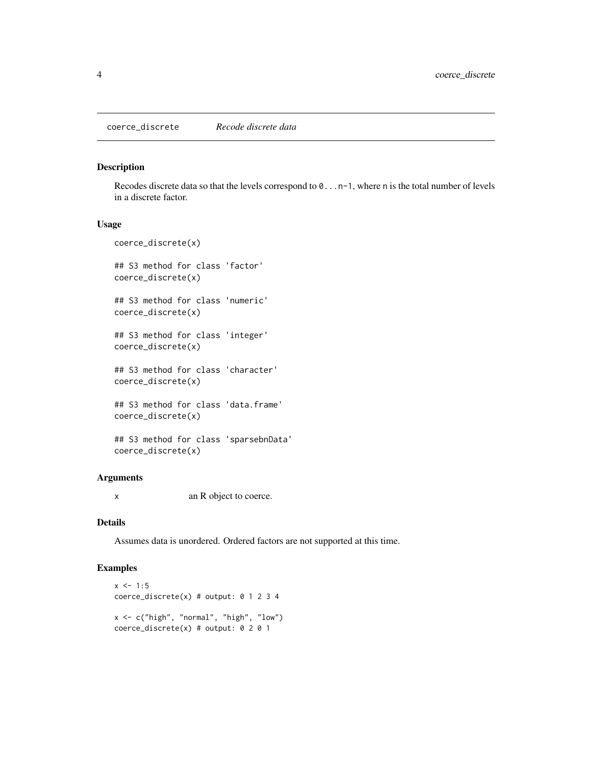# coerce_discrete *Recode discrete data*

## Description

Recodes discrete data so that the levels correspond to `0...n-1`, where `n` is the total number of levels in a discrete factor.

## Usage

```
coerce_discrete(x)

## S3 method for class 'factor'
coerce_discrete(x)

## S3 method for class 'numeric'
coerce_discrete(x)

## S3 method for class 'integer'
coerce_discrete(x)

## S3 method for class 'character'
coerce_discrete(x)

## S3 method for class 'data.frame'
coerce_discrete(x)

## S3 method for class 'sparsebnData'
coerce_discrete(x)
```

## Arguments

| | |
|---|---|
| `x` | an R object to coerce. |

## Details

Assumes data is unordered. Ordered factors are not supported at this time.

## Examples

```
x <- 1:5
coerce_discrete(x) # output: 0 1 2 3 4

x <- c("high", "normal", "high", "low")
coerce_discrete(x) # output: 0 2 0 1
```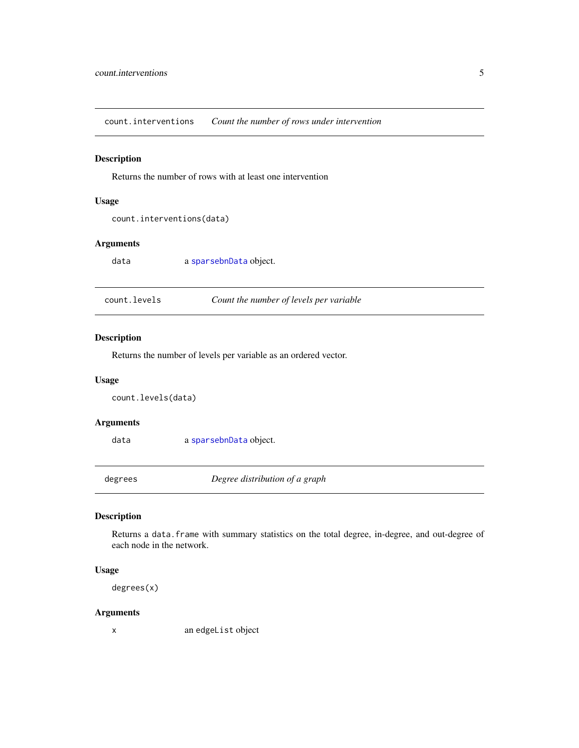## count.interventions — *Count the number of rows under intervention*

### Description

Returns the number of rows with at least one intervention

### Usage

```
count.interventions(data)
```

### Arguments

| | |
|---|---|
| data | a `sparsebnData` object. |

## count.levels — *Count the number of levels per variable*

### Description

Returns the number of levels per variable as an ordered vector.

### Usage

```
count.levels(data)
```

### Arguments

| | |
|---|---|
| data | a `sparsebnData` object. |

## degrees — *Degree distribution of a graph*

### Description

Returns a `data.frame` with summary statistics on the total degree, in-degree, and out-degree of each node in the network.

### Usage

```
degrees(x)
```

### Arguments

| | |
|---|---|
| x | an `edgeList` object |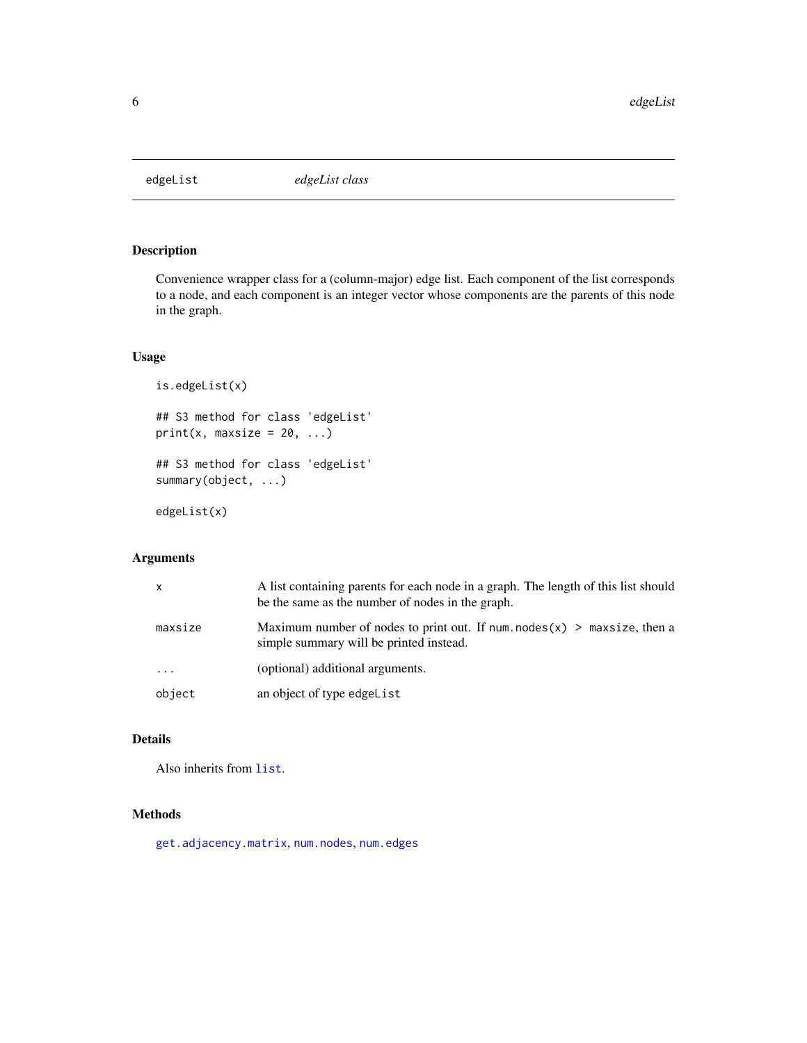# edgeList *edgeList class*

## Description

Convenience wrapper class for a (column-major) edge list. Each component of the list corresponds to a node, and each component is an integer vector whose components are the parents of this node in the graph.

## Usage

```
is.edgeList(x)

## S3 method for class 'edgeList'
print(x, maxsize = 20, ...)

## S3 method for class 'edgeList'
summary(object, ...)

edgeList(x)
```

## Arguments

| | |
|---|---|
| x | A list containing parents for each node in a graph. The length of this list should be the same as the number of nodes in the graph. |
| maxsize | Maximum number of nodes to print out. If `num.nodes(x) > maxsize`, then a simple summary will be printed instead. |
| ... | (optional) additional arguments. |
| object | an object of type `edgeList` |

## Details

Also inherits from `list`.

## Methods

`get.adjacency.matrix`, `num.nodes`, `num.edges`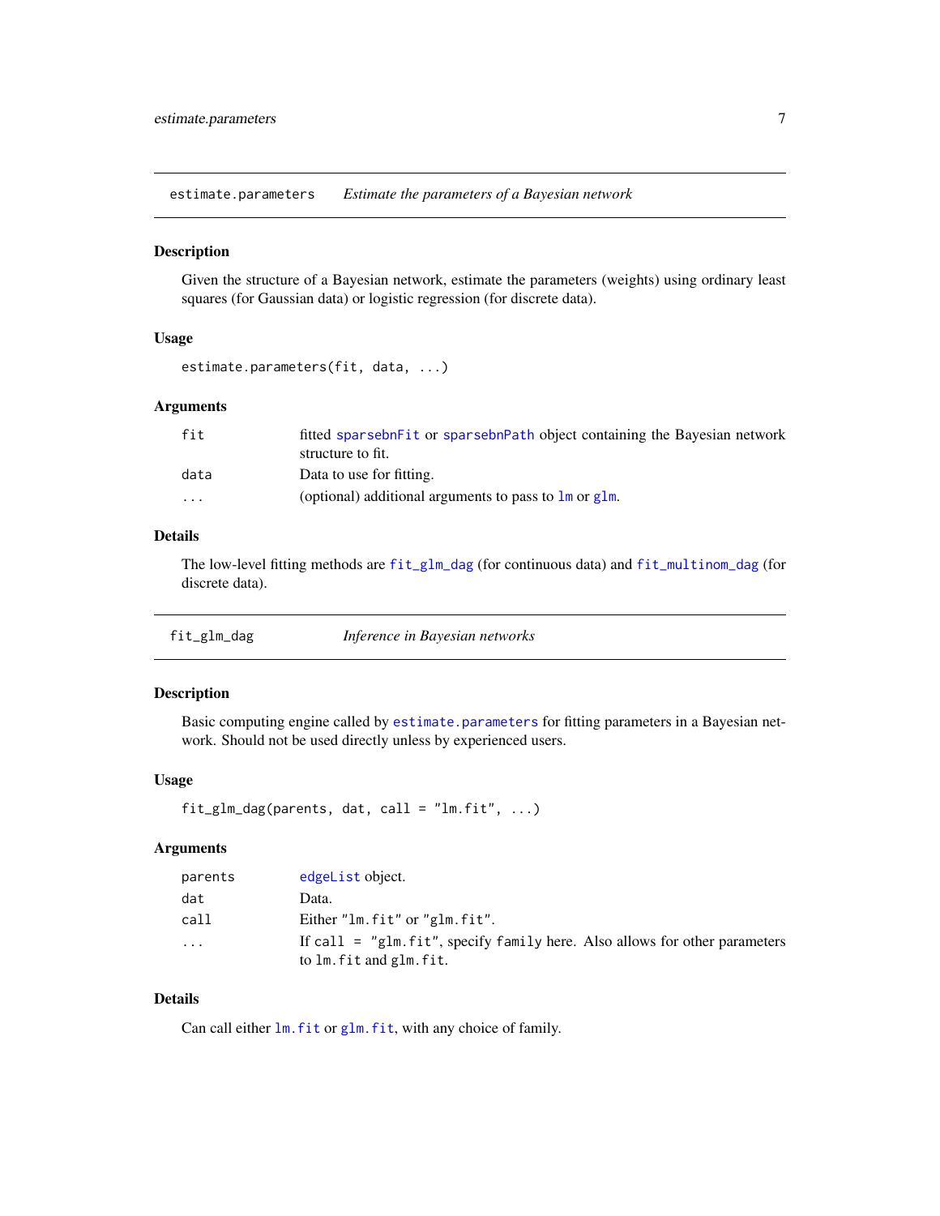## estimate.parameters — *Estimate the parameters of a Bayesian network*

### Description

Given the structure of a Bayesian network, estimate the parameters (weights) using ordinary least squares (for Gaussian data) or logistic regression (for discrete data).

### Usage

```
estimate.parameters(fit, data, ...)
```

### Arguments

| | |
|---|---|
| `fit` | fitted `sparsebnFit` or `sparsebnPath` object containing the Bayesian network structure to fit. |
| `data` | Data to use for fitting. |
| `...` | (optional) additional arguments to pass to `lm` or `glm`. |

### Details

The low-level fitting methods are `fit_glm_dag` (for continuous data) and `fit_multinom_dag` (for discrete data).

## fit_glm_dag — *Inference in Bayesian networks*

### Description

Basic computing engine called by `estimate.parameters` for fitting parameters in a Bayesian network. Should not be used directly unless by experienced users.

### Usage

```
fit_glm_dag(parents, dat, call = "lm.fit", ...)
```

### Arguments

| | |
|---|---|
| `parents` | `edgeList` object. |
| `dat` | Data. |
| `call` | Either `"lm.fit"` or `"glm.fit"`. |
| `...` | If `call = "glm.fit"`, specify `family` here. Also allows for other parameters to `lm.fit` and `glm.fit`. |

### Details

Can call either `lm.fit` or `glm.fit`, with any choice of family.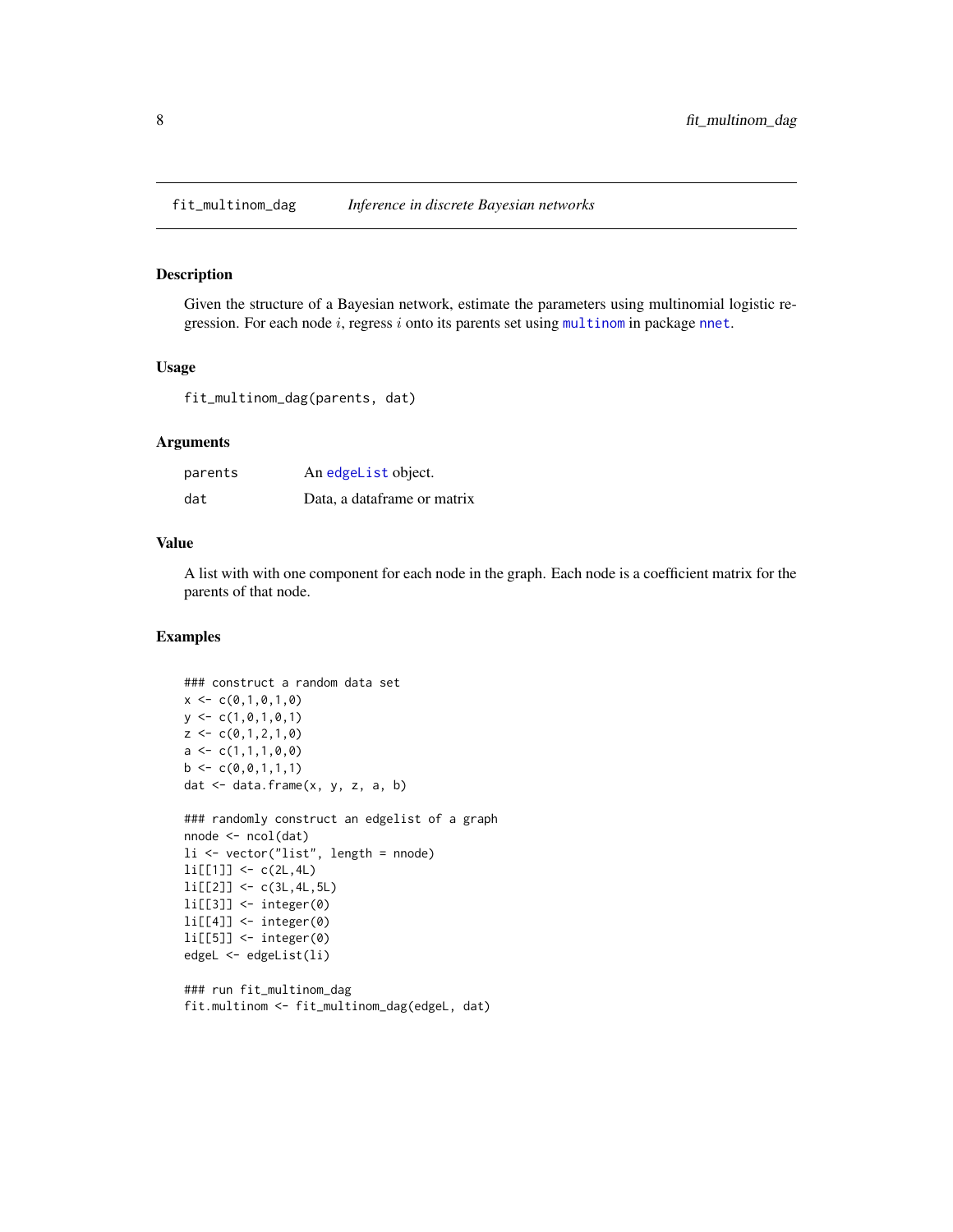# fit_multinom_dag — *Inference in discrete Bayesian networks*

## Description

Given the structure of a Bayesian network, estimate the parameters using multinomial logistic regression. For each node $i$, regress $i$ onto its parents set using `multinom` in package `nnet`.

## Usage

```
fit_multinom_dag(parents, dat)
```

## Arguments

| | |
|---|---|
| `parents` | An `edgeList` object. |
| `dat` | Data, a dataframe or matrix |

## Value

A list with with one component for each node in the graph. Each node is a coefficient matrix for the parents of that node.

## Examples

```
### construct a random data set
x <- c(0,1,0,1,0)
y <- c(1,0,1,0,1)
z <- c(0,1,2,1,0)
a <- c(1,1,1,0,0)
b <- c(0,0,1,1,1)
dat <- data.frame(x, y, z, a, b)

### randomly construct an edgelist of a graph
nnode <- ncol(dat)
li <- vector("list", length = nnode)
li[[1]] <- c(2L,4L)
li[[2]] <- c(3L,4L,5L)
li[[3]] <- integer(0)
li[[4]] <- integer(0)
li[[5]] <- integer(0)
edgeL <- edgeList(li)

### run fit_multinom_dag
fit.multinom <- fit_multinom_dag(edgeL, dat)
```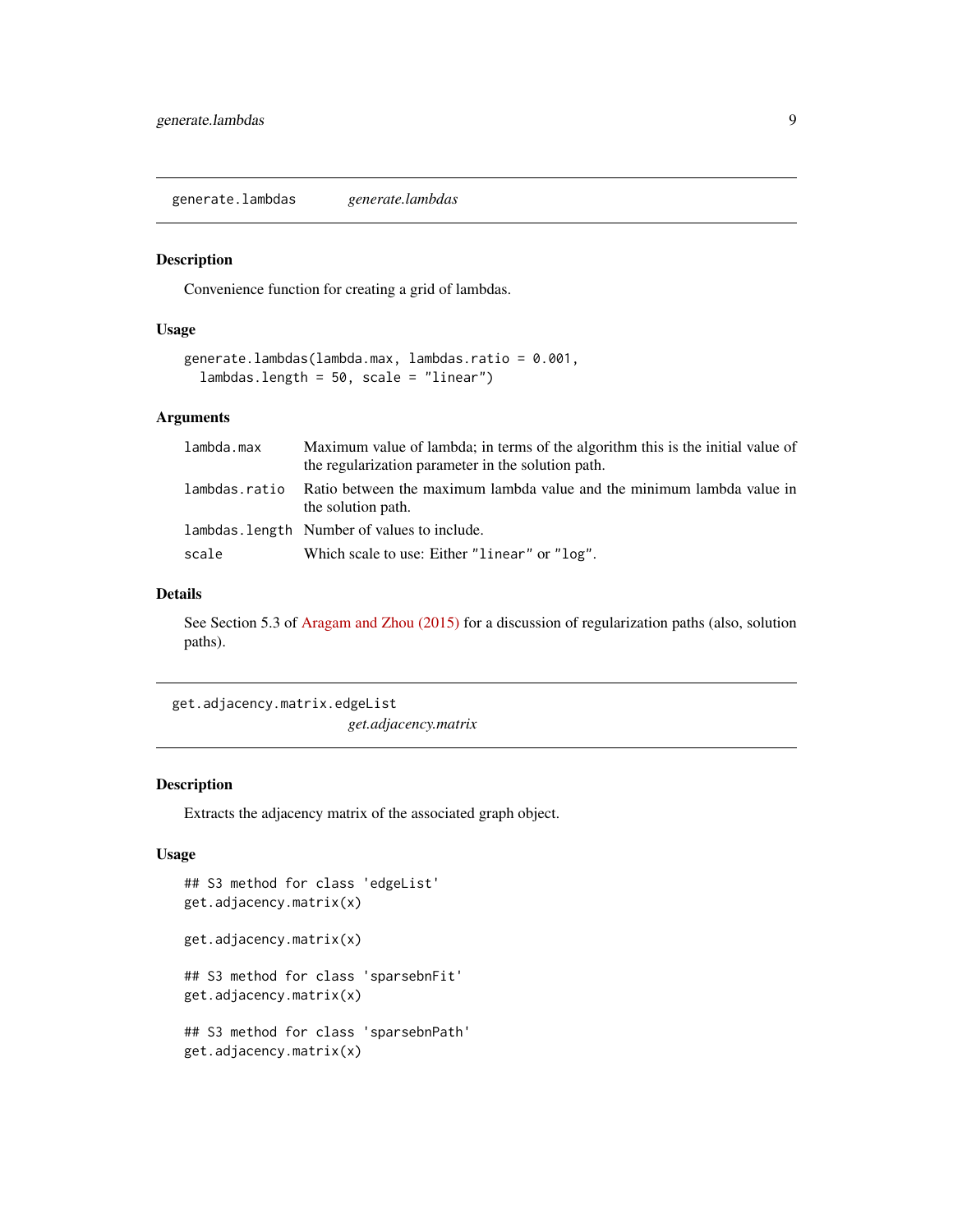## generate.lambdas *generate.lambdas*

### Description

Convenience function for creating a grid of lambdas.

### Usage

```
generate.lambdas(lambda.max, lambdas.ratio = 0.001,
  lambdas.length = 50, scale = "linear")
```

### Arguments

| | |
|---|---|
| lambda.max | Maximum value of lambda; in terms of the algorithm this is the initial value of the regularization parameter in the solution path. |
| lambdas.ratio | Ratio between the maximum lambda value and the minimum lambda value in the solution path. |
| lambdas.length | Number of values to include. |
| scale | Which scale to use: Either "linear" or "log". |

### Details

See Section 5.3 of Aragam and Zhou (2015) for a discussion of regularization paths (also, solution paths).

## get.adjacency.matrix.edgeList *get.adjacency.matrix*

### Description

Extracts the adjacency matrix of the associated graph object.

### Usage

```
## S3 method for class 'edgeList'
get.adjacency.matrix(x)

get.adjacency.matrix(x)

## S3 method for class 'sparsebnFit'
get.adjacency.matrix(x)

## S3 method for class 'sparsebnPath'
get.adjacency.matrix(x)
```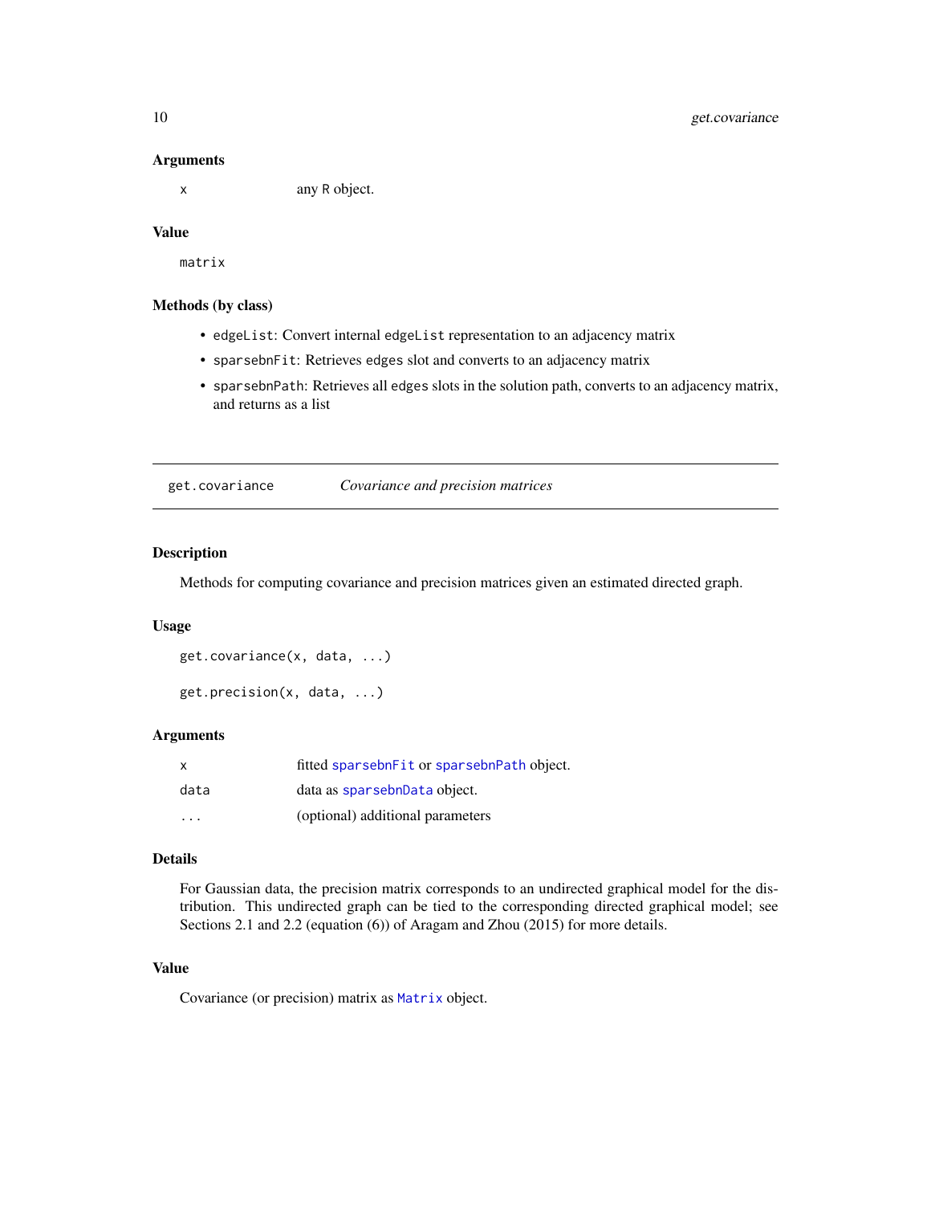### Arguments

| | |
|---|---|
| `x` | any R object. |

### Value

`matrix`

### Methods (by class)

- `edgeList`: Convert internal `edgeList` representation to an adjacency matrix
- `sparsebnFit`: Retrieves `edges` slot and converts to an adjacency matrix
- `sparsebnPath`: Retrieves all `edges` slots in the solution path, converts to an adjacency matrix, and returns as a list

---

## get.covariance — *Covariance and precision matrices*

---

### Description

Methods for computing covariance and precision matrices given an estimated directed graph.

### Usage

```
get.covariance(x, data, ...)

get.precision(x, data, ...)
```

### Arguments

| | |
|---|---|
| `x` | fitted `sparsebnFit` or `sparsebnPath` object. |
| `data` | data as `sparsebnData` object. |
| `...` | (optional) additional parameters |

### Details

For Gaussian data, the precision matrix corresponds to an undirected graphical model for the distribution. This undirected graph can be tied to the corresponding directed graphical model; see Sections 2.1 and 2.2 (equation (6)) of Aragam and Zhou (2015) for more details.

### Value

Covariance (or precision) matrix as `Matrix` object.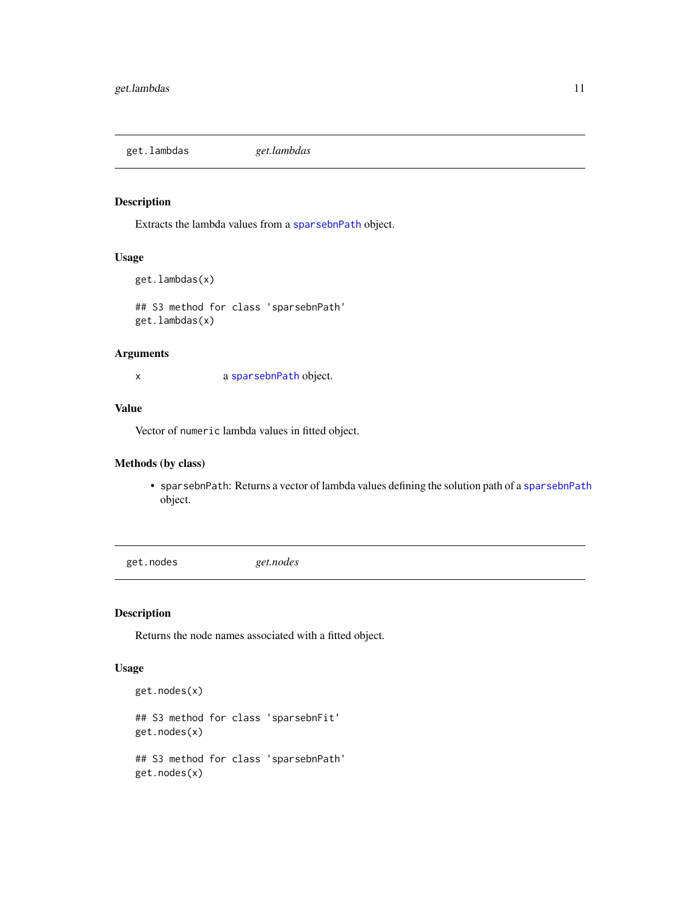## get.lambdas *get.lambdas*

### Description

Extracts the lambda values from a `sparsebnPath` object.

### Usage

```
get.lambdas(x)

## S3 method for class 'sparsebnPath'
get.lambdas(x)
```

### Arguments

| | |
|---|---|
| `x` | a `sparsebnPath` object. |

### Value

Vector of `numeric` lambda values in fitted object.

### Methods (by class)

- `sparsebnPath`: Returns a vector of lambda values defining the solution path of a `sparsebnPath` object.

## get.nodes *get.nodes*

### Description

Returns the node names associated with a fitted object.

### Usage

```
get.nodes(x)

## S3 method for class 'sparsebnFit'
get.nodes(x)

## S3 method for class 'sparsebnPath'
get.nodes(x)
```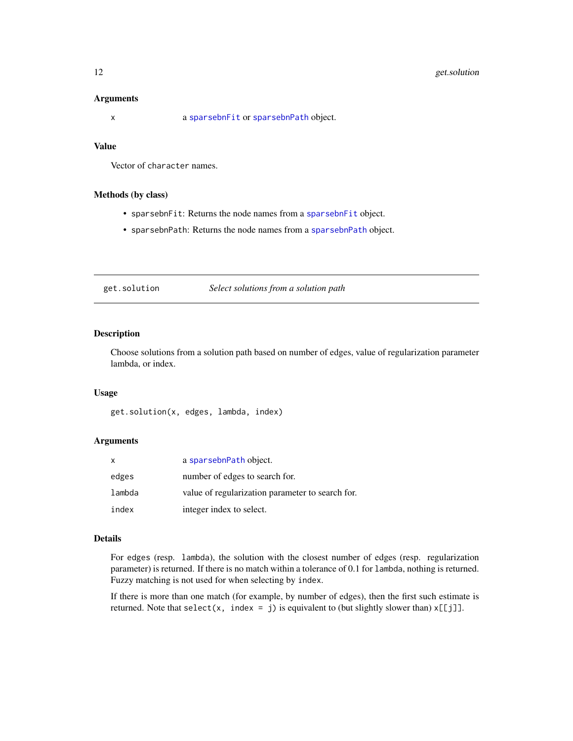### Arguments

| | |
|---|---|
| x | a `sparsebnFit` or `sparsebnPath` object. |

### Value

Vector of `character` names.

### Methods (by class)

- `sparsebnFit`: Returns the node names from a `sparsebnFit` object.
- `sparsebnPath`: Returns the node names from a `sparsebnPath` object.

---

## get.solution — *Select solutions from a solution path*

---

### Description

Choose solutions from a solution path based on number of edges, value of regularization parameter lambda, or index.

### Usage

```
get.solution(x, edges, lambda, index)
```

### Arguments

| | |
|---|---|
| x | a `sparsebnPath` object. |
| edges | number of edges to search for. |
| lambda | value of regularization parameter to search for. |
| index | integer index to select. |

### Details

For `edges` (resp. `lambda`), the solution with the closest number of edges (resp. regularization parameter) is returned. If there is no match within a tolerance of 0.1 for `lambda`, nothing is returned. Fuzzy matching is not used for when selecting by `index`.

If there is more than one match (for example, by number of edges), then the first such estimate is returned. Note that `select(x, index = j)` is equivalent to (but slightly slower than) `x[[j]]`.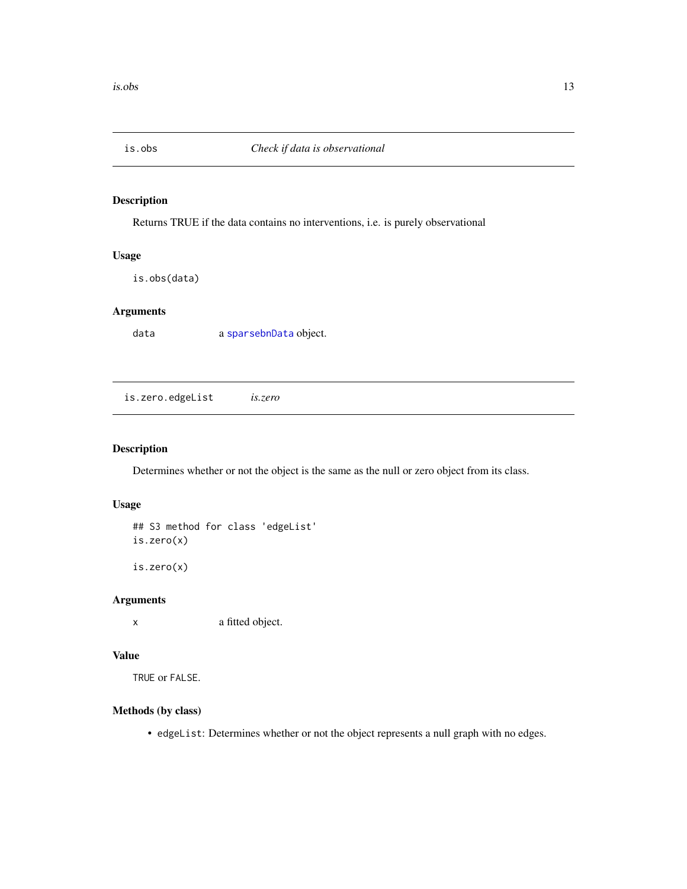## is.obs — *Check if data is observational*

### Description

Returns TRUE if the data contains no interventions, i.e. is purely observational

### Usage

```
is.obs(data)
```

### Arguments

| | |
|---|---|
| data | a sparsebnData object. |

## is.zero.edgeList — *is.zero*

### Description

Determines whether or not the object is the same as the null or zero object from its class.

### Usage

```
## S3 method for class 'edgeList'
is.zero(x)

is.zero(x)
```

### Arguments

| | |
|---|---|
| x | a fitted object. |

### Value

TRUE or FALSE.

### Methods (by class)

- edgeList: Determines whether or not the object represents a null graph with no edges.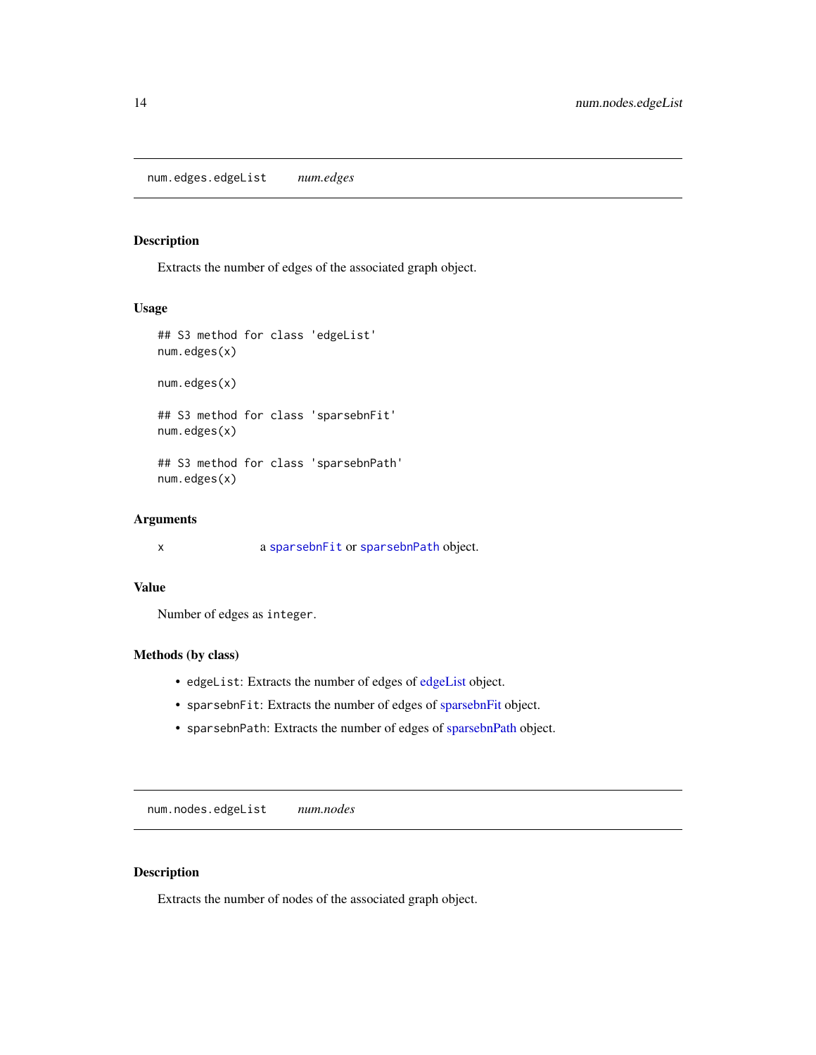## `num.edges.edgeList` *num.edges*

### Description

Extracts the number of edges of the associated graph object.

### Usage

```
## S3 method for class 'edgeList'
num.edges(x)

num.edges(x)

## S3 method for class 'sparsebnFit'
num.edges(x)

## S3 method for class 'sparsebnPath'
num.edges(x)
```

### Arguments

| | |
|---|---|
| `x` | a `sparsebnFit` or `sparsebnPath` object. |

### Value

Number of edges as `integer`.

### Methods (by class)

- `edgeList`: Extracts the number of edges of edgeList object.
- `sparsebnFit`: Extracts the number of edges of sparsebnFit object.
- `sparsebnPath`: Extracts the number of edges of sparsebnPath object.

## `num.nodes.edgeList` *num.nodes*

### Description

Extracts the number of nodes of the associated graph object.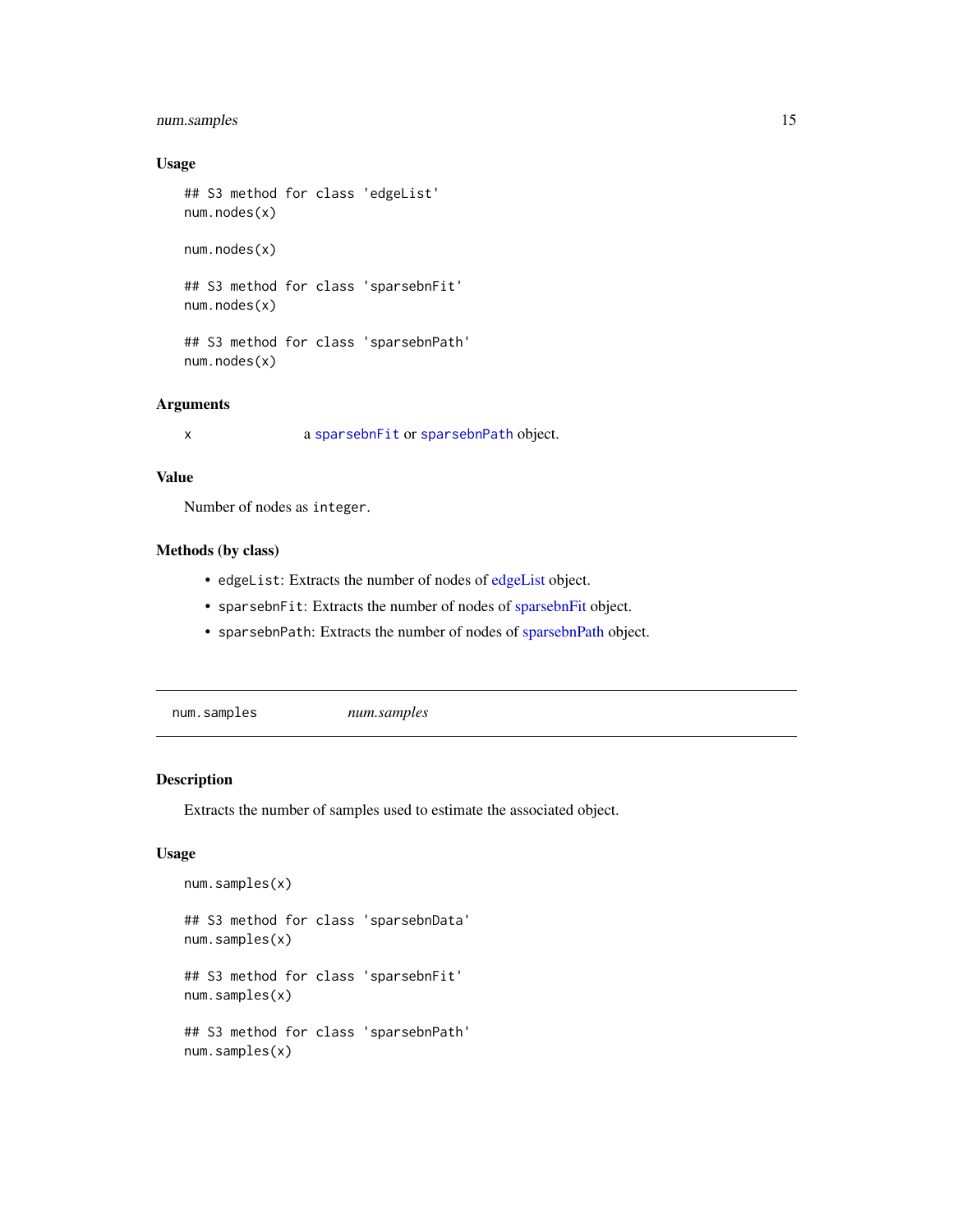### Usage

```
## S3 method for class 'edgeList'
num.nodes(x)

num.nodes(x)

## S3 method for class 'sparsebnFit'
num.nodes(x)

## S3 method for class 'sparsebnPath'
num.nodes(x)
```

### Arguments

| | |
|---|---|
| x | a `sparsebnFit` or `sparsebnPath` object. |

### Value

Number of nodes as `integer`.

### Methods (by class)

- `edgeList`: Extracts the number of nodes of edgeList object.
- `sparsebnFit`: Extracts the number of nodes of sparsebnFit object.
- `sparsebnPath`: Extracts the number of nodes of sparsebnPath object.

---

## num.samples — *num.samples*

---

### Description

Extracts the number of samples used to estimate the associated object.

### Usage

```
num.samples(x)

## S3 method for class 'sparsebnData'
num.samples(x)

## S3 method for class 'sparsebnFit'
num.samples(x)

## S3 method for class 'sparsebnPath'
num.samples(x)
```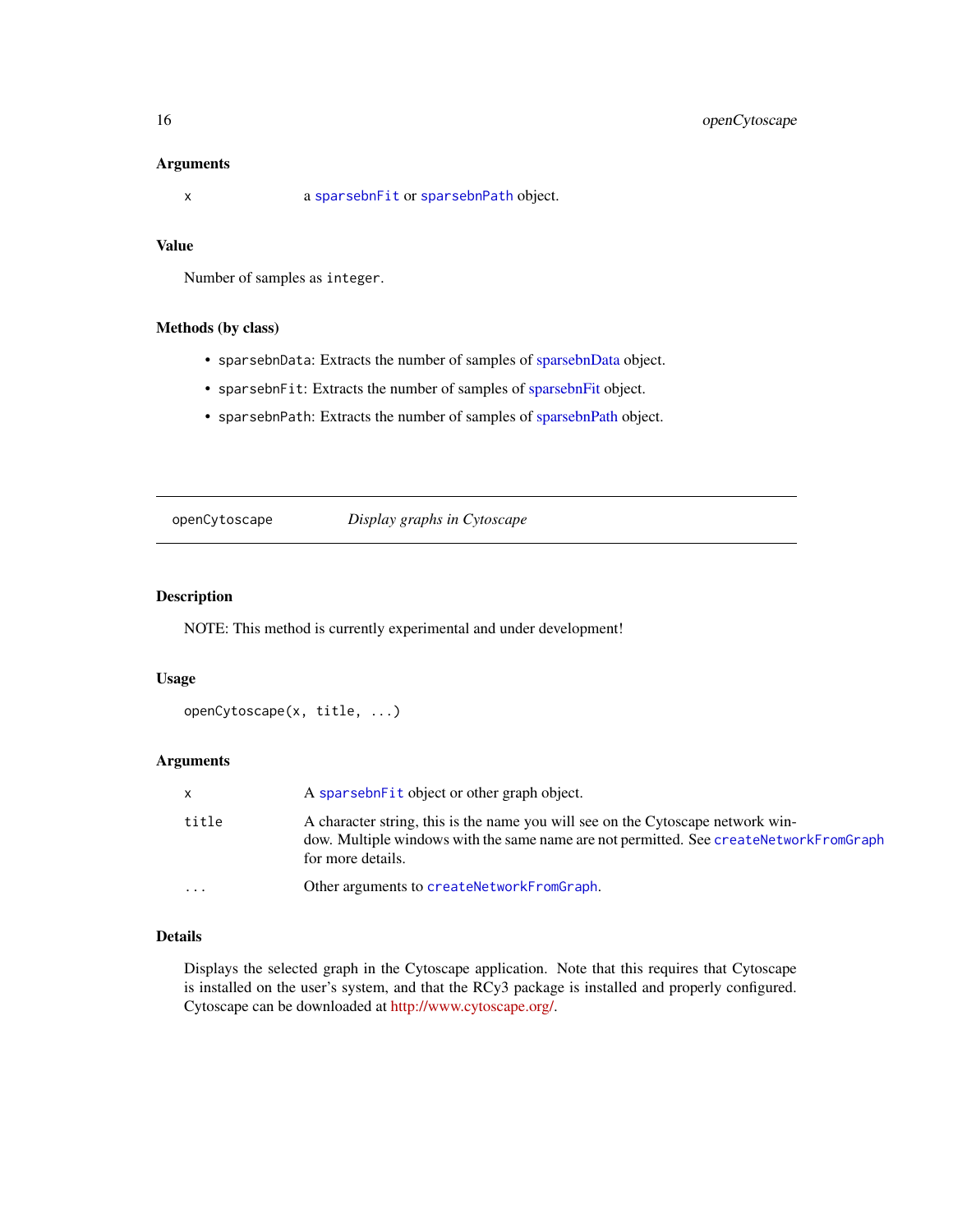### Arguments

| | |
|---|---|
| x | a `sparsebnFit` or `sparsebnPath` object. |

### Value

Number of samples as `integer`.

### Methods (by class)

- `sparsebnData`: Extracts the number of samples of sparsebnData object.
- `sparsebnFit`: Extracts the number of samples of sparsebnFit object.
- `sparsebnPath`: Extracts the number of samples of sparsebnPath object.

---

## openCytoscape — *Display graphs in Cytoscape*

---

### Description

NOTE: This method is currently experimental and under development!

### Usage

```
openCytoscape(x, title, ...)
```

### Arguments

| | |
|---|---|
| x | A `sparsebnFit` object or other graph object. |
| title | A character string, this is the name you will see on the Cytoscape network window. Multiple windows with the same name are not permitted. See `createNetworkFromGraph` for more details. |
| ... | Other arguments to `createNetworkFromGraph`. |

### Details

Displays the selected graph in the Cytoscape application. Note that this requires that Cytoscape is installed on the user's system, and that the RCy3 package is installed and properly configured. Cytoscape can be downloaded at http://www.cytoscape.org/.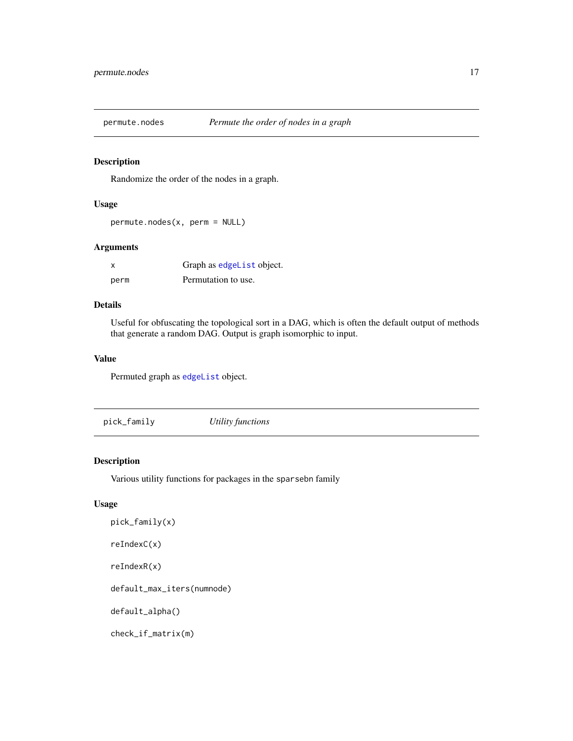## permute.nodes — *Permute the order of nodes in a graph*

### Description

Randomize the order of the nodes in a graph.

### Usage

```
permute.nodes(x, perm = NULL)
```

### Arguments

| | |
|---|---|
| `x` | Graph as `edgeList` object. |
| `perm` | Permutation to use. |

### Details

Useful for obfuscating the topological sort in a DAG, which is often the default output of methods that generate a random DAG. Output is graph isomorphic to input.

### Value

Permuted graph as `edgeList` object.

## pick_family — *Utility functions*

### Description

Various utility functions for packages in the `sparsebn` family

### Usage

```
pick_family(x)

reIndexC(x)

reIndexR(x)

default_max_iters(numnode)

default_alpha()

check_if_matrix(m)
```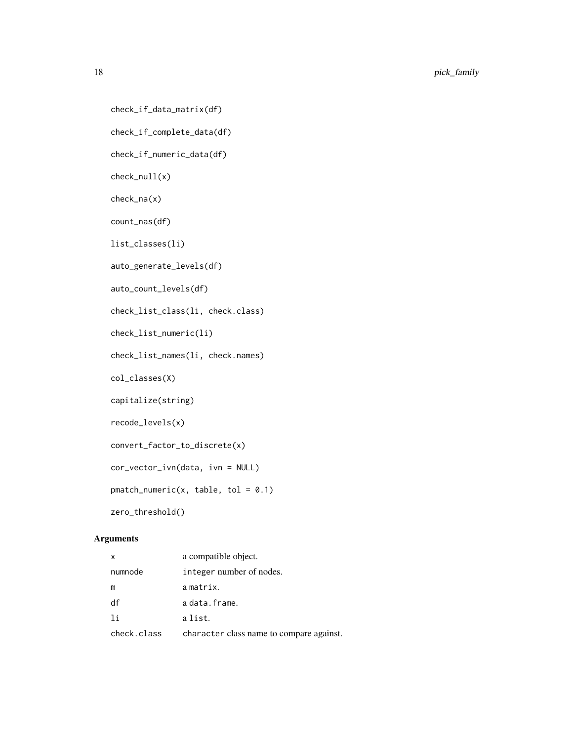```
check_if_data_matrix(df)

check_if_complete_data(df)

check_if_numeric_data(df)

check_null(x)

check_na(x)

count_nas(df)

list_classes(li)

auto_generate_levels(df)

auto_count_levels(df)

check_list_class(li, check.class)

check_list_numeric(li)

check_list_names(li, check.names)

col_classes(X)

capitalize(string)

recode_levels(x)

convert_factor_to_discrete(x)

cor_vector_ivn(data, ivn = NULL)

pmatch_numeric(x, table, tol = 0.1)

zero_threshold()
```

## Arguments

| | |
|---|---|
| x | a compatible object. |
| numnode | integer number of nodes. |
| m | a matrix. |
| df | a data.frame. |
| li | a list. |
| check.class | character class name to compare against. |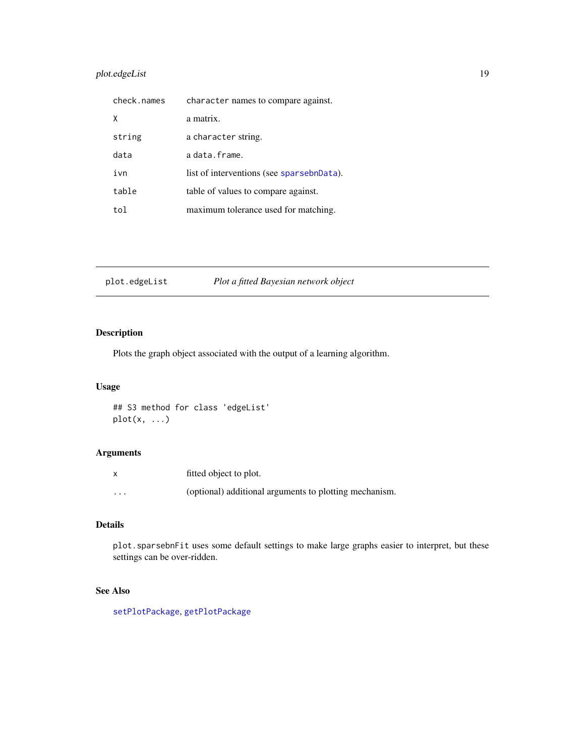| | |
|---|---|
| `check.names` | `character` names to compare against. |
| `X` | a matrix. |
| `string` | a `character` string. |
| `data` | a `data.frame`. |
| `ivn` | list of interventions (see `sparsebnData`). |
| `table` | table of values to compare against. |
| `tol` | maximum tolerance used for matching. |

---

## `plot.edgeList` *Plot a fitted Bayesian network object*

### Description

Plots the graph object associated with the output of a learning algorithm.

### Usage

```
## S3 method for class 'edgeList'
plot(x, ...)
```

### Arguments

| | |
|---|---|
| `x` | fitted object to plot. |
| `...` | (optional) additional arguments to plotting mechanism. |

### Details

`plot.sparsebnFit` uses some default settings to make large graphs easier to interpret, but these settings can be over-ridden.

### See Also

`setPlotPackage`, `getPlotPackage`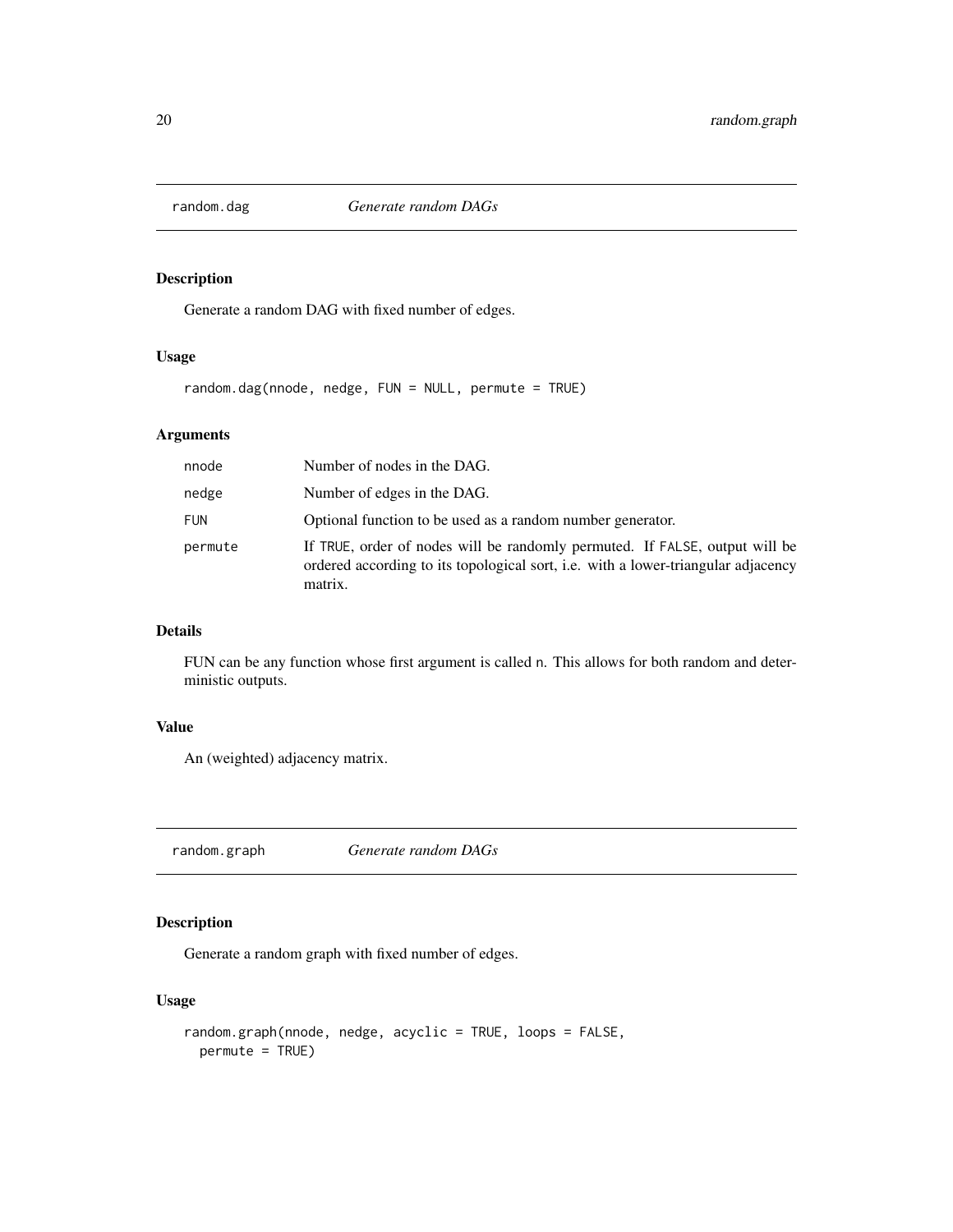## random.dag — *Generate random DAGs*

### Description

Generate a random DAG with fixed number of edges.

### Usage

```
random.dag(nnode, nedge, FUN = NULL, permute = TRUE)
```

### Arguments

| | |
|---|---|
| nnode | Number of nodes in the DAG. |
| nedge | Number of edges in the DAG. |
| FUN | Optional function to be used as a random number generator. |
| permute | If TRUE, order of nodes will be randomly permuted. If FALSE, output will be ordered according to its topological sort, i.e. with a lower-triangular adjacency matrix. |

### Details

FUN can be any function whose first argument is called n. This allows for both random and deterministic outputs.

### Value

An (weighted) adjacency matrix.

## random.graph — *Generate random DAGs*

### Description

Generate a random graph with fixed number of edges.

### Usage

```
random.graph(nnode, nedge, acyclic = TRUE, loops = FALSE,
  permute = TRUE)
```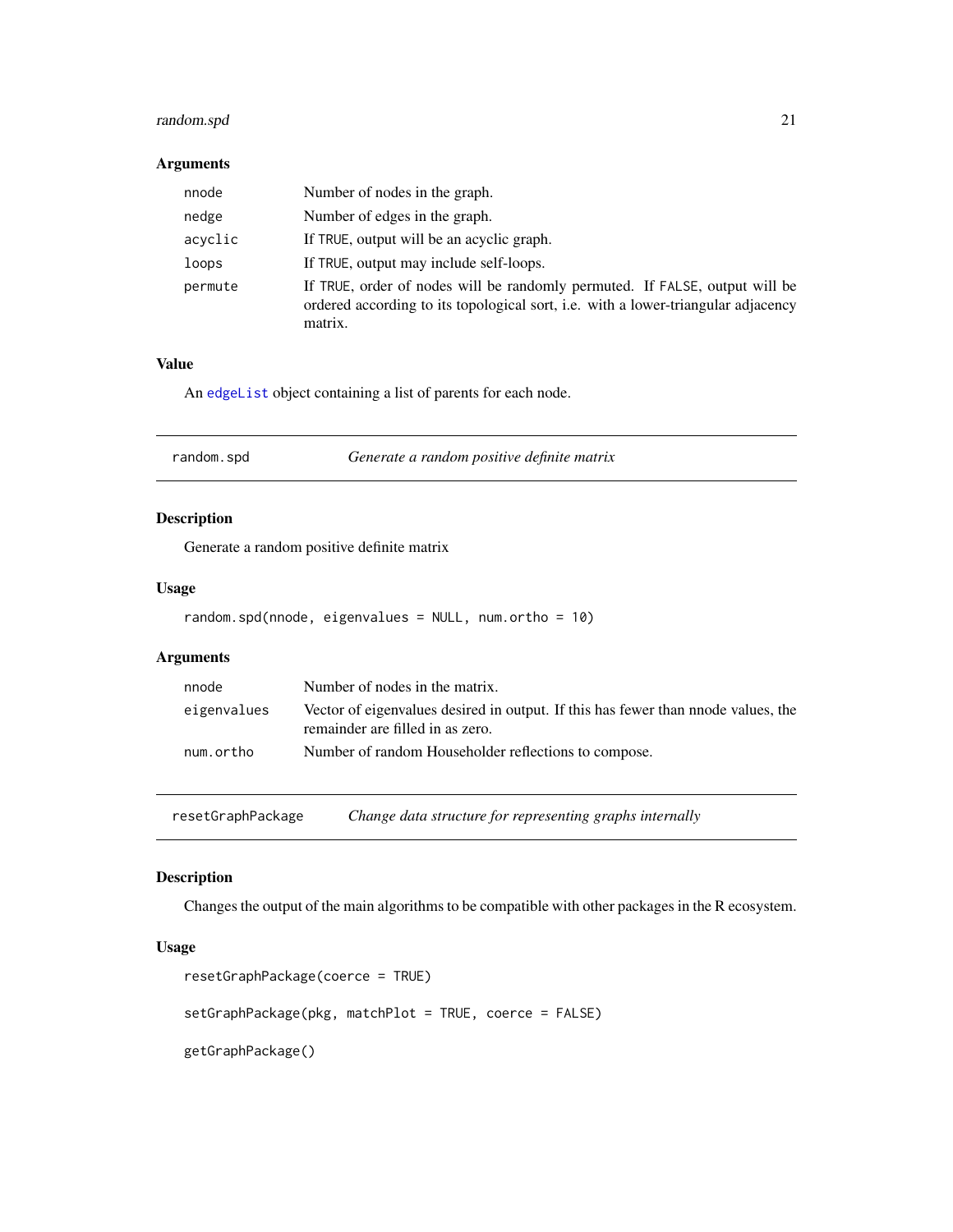## Arguments

| | |
|---|---|
| nnode | Number of nodes in the graph. |
| nedge | Number of edges in the graph. |
| acyclic | If TRUE, output will be an acyclic graph. |
| loops | If TRUE, output may include self-loops. |
| permute | If TRUE, order of nodes will be randomly permuted. If FALSE, output will be ordered according to its topological sort, i.e. with a lower-triangular adjacency matrix. |

## Value

An edgeList object containing a list of parents for each node.

---

# random.spd — *Generate a random positive definite matrix*

## Description

Generate a random positive definite matrix

## Usage

```
random.spd(nnode, eigenvalues = NULL, num.ortho = 10)
```

## Arguments

| | |
|---|---|
| nnode | Number of nodes in the matrix. |
| eigenvalues | Vector of eigenvalues desired in output. If this has fewer than nnode values, the remainder are filled in as zero. |
| num.ortho | Number of random Householder reflections to compose. |

---

# resetGraphPackage — *Change data structure for representing graphs internally*

## Description

Changes the output of the main algorithms to be compatible with other packages in the R ecosystem.

## Usage

```
resetGraphPackage(coerce = TRUE)

setGraphPackage(pkg, matchPlot = TRUE, coerce = FALSE)

getGraphPackage()
```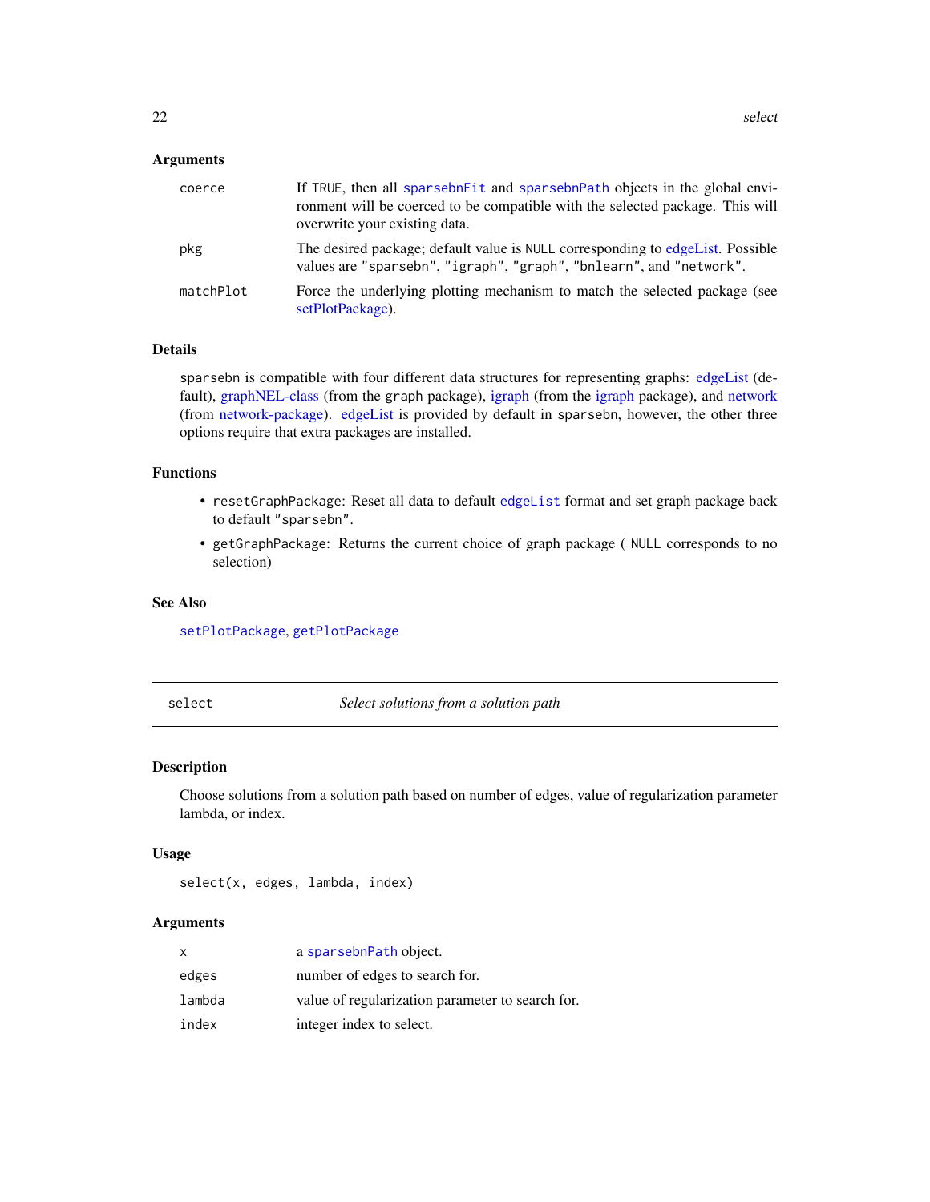### Arguments

| | |
|---|---|
| coerce | If TRUE, then all sparsebnFit and sparsebnPath objects in the global environment will be coerced to be compatible with the selected package. This will overwrite your existing data. |
| pkg | The desired package; default value is NULL corresponding to edgeList. Possible values are "sparsebn", "igraph", "graph", "bnlearn", and "network". |
| matchPlot | Force the underlying plotting mechanism to match the selected package (see setPlotPackage). |

### Details

sparsebn is compatible with four different data structures for representing graphs: edgeList (default), graphNEL-class (from the graph package), igraph (from the igraph package), and network (from network-package). edgeList is provided by default in sparsebn, however, the other three options require that extra packages are installed.

### Functions

- resetGraphPackage: Reset all data to default edgeList format and set graph package back to default "sparsebn".
- getGraphPackage: Returns the current choice of graph package ( NULL corresponds to no selection)

### See Also

setPlotPackage, getPlotPackage

---

## select — *Select solutions from a solution path*

---

### Description

Choose solutions from a solution path based on number of edges, value of regularization parameter lambda, or index.

### Usage

```
select(x, edges, lambda, index)
```

### Arguments

| | |
|---|---|
| x | a sparsebnPath object. |
| edges | number of edges to search for. |
| lambda | value of regularization parameter to search for. |
| index | integer index to select. |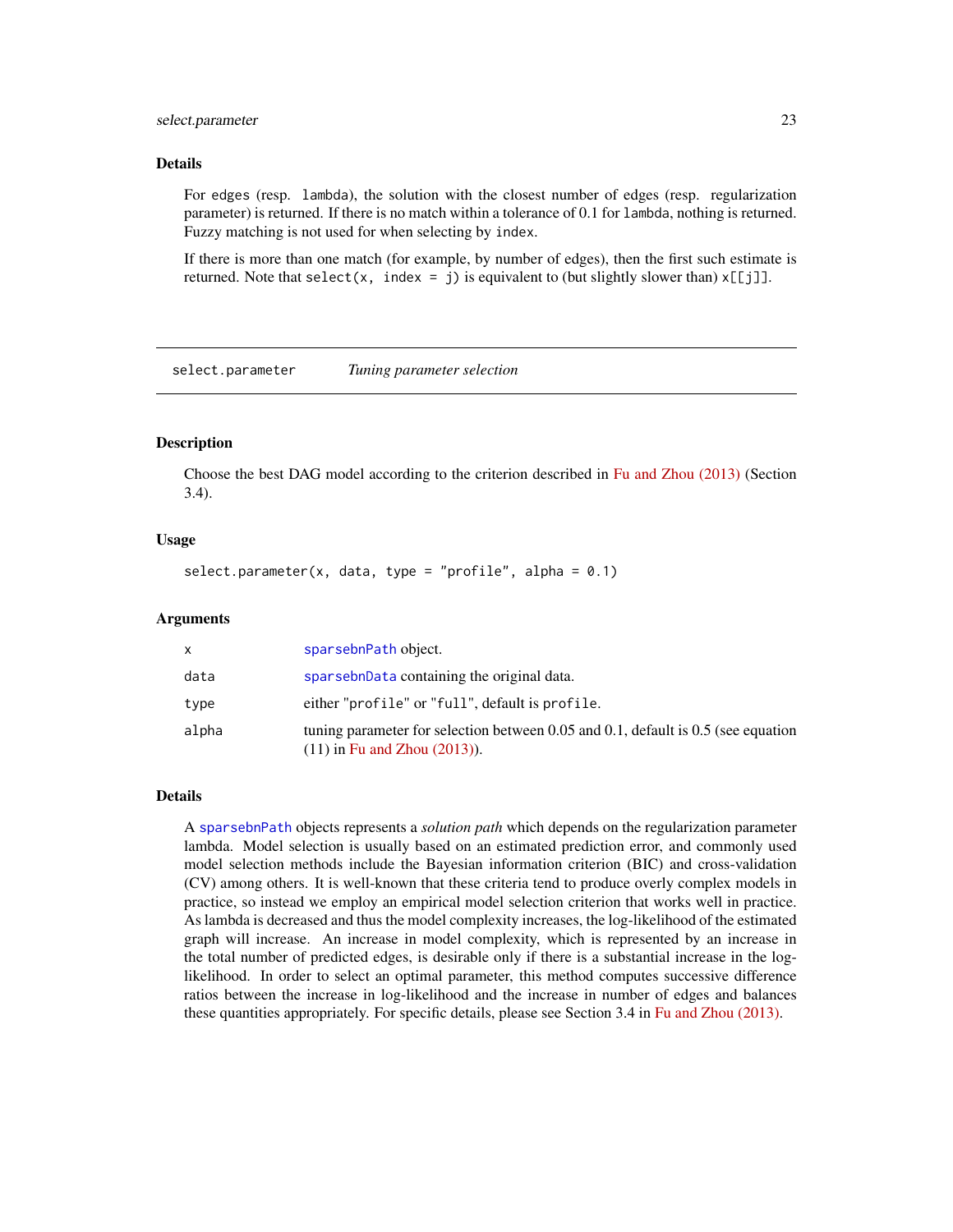### Details

For `edges` (resp. `lambda`), the solution with the closest number of edges (resp. regularization parameter) is returned. If there is no match within a tolerance of 0.1 for `lambda`, nothing is returned. Fuzzy matching is not used for when selecting by `index`.

If there is more than one match (for example, by number of edges), then the first such estimate is returned. Note that `select(x, index = j)` is equivalent to (but slightly slower than) `x[[j]]`.

---

## select.parameter    *Tuning parameter selection*

---

### Description

Choose the best DAG model according to the criterion described in Fu and Zhou (2013) (Section 3.4).

### Usage

```
select.parameter(x, data, type = "profile", alpha = 0.1)
```

### Arguments

| | |
|---|---|
| x | sparsebnPath object. |
| data | sparsebnData containing the original data. |
| type | either "profile" or "full", default is profile. |
| alpha | tuning parameter for selection between 0.05 and 0.1, default is 0.5 (see equation (11) in Fu and Zhou (2013)). |

### Details

A sparsebnPath objects represents a *solution path* which depends on the regularization parameter lambda. Model selection is usually based on an estimated prediction error, and commonly used model selection methods include the Bayesian information criterion (BIC) and cross-validation (CV) among others. It is well-known that these criteria tend to produce overly complex models in practice, so instead we employ an empirical model selection criterion that works well in practice. As lambda is decreased and thus the model complexity increases, the log-likelihood of the estimated graph will increase. An increase in model complexity, which is represented by an increase in the total number of predicted edges, is desirable only if there is a substantial increase in the log-likelihood. In order to select an optimal parameter, this method computes successive difference ratios between the increase in log-likelihood and the increase in number of edges and balances these quantities appropriately. For specific details, please see Section 3.4 in Fu and Zhou (2013).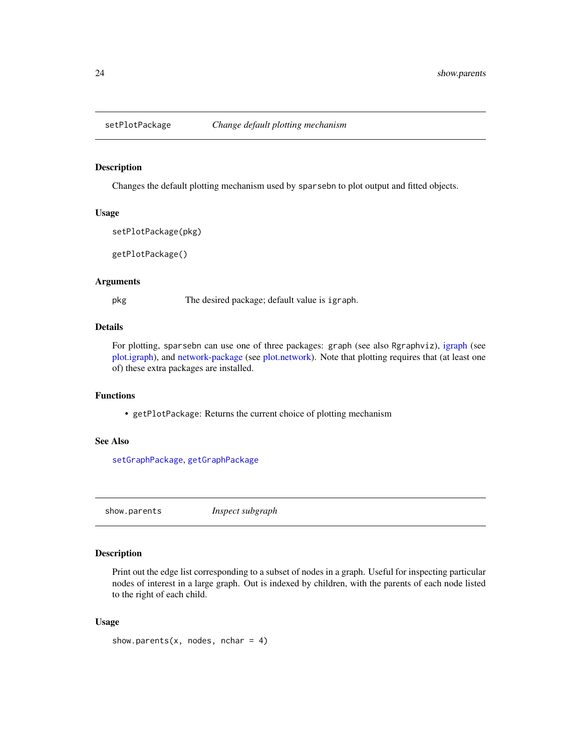## setPlotPackage — *Change default plotting mechanism*

### Description

Changes the default plotting mechanism used by `sparsebn` to plot output and fitted objects.

### Usage

```
setPlotPackage(pkg)

getPlotPackage()
```

### Arguments

| | |
|---|---|
| `pkg` | The desired package; default value is `igraph`. |

### Details

For plotting, `sparsebn` can use one of three packages: `graph` (see also `Rgraphviz`), igraph (see plot.igraph), and network-package (see plot.network). Note that plotting requires that (at least one of) these extra packages are installed.

### Functions

- `getPlotPackage`: Returns the current choice of plotting mechanism

### See Also

`setGraphPackage`, `getGraphPackage`

## show.parents — *Inspect subgraph*

### Description

Print out the edge list corresponding to a subset of nodes in a graph. Useful for inspecting particular nodes of interest in a large graph. Out is indexed by children, with the parents of each node listed to the right of each child.

### Usage

```
show.parents(x, nodes, nchar = 4)
```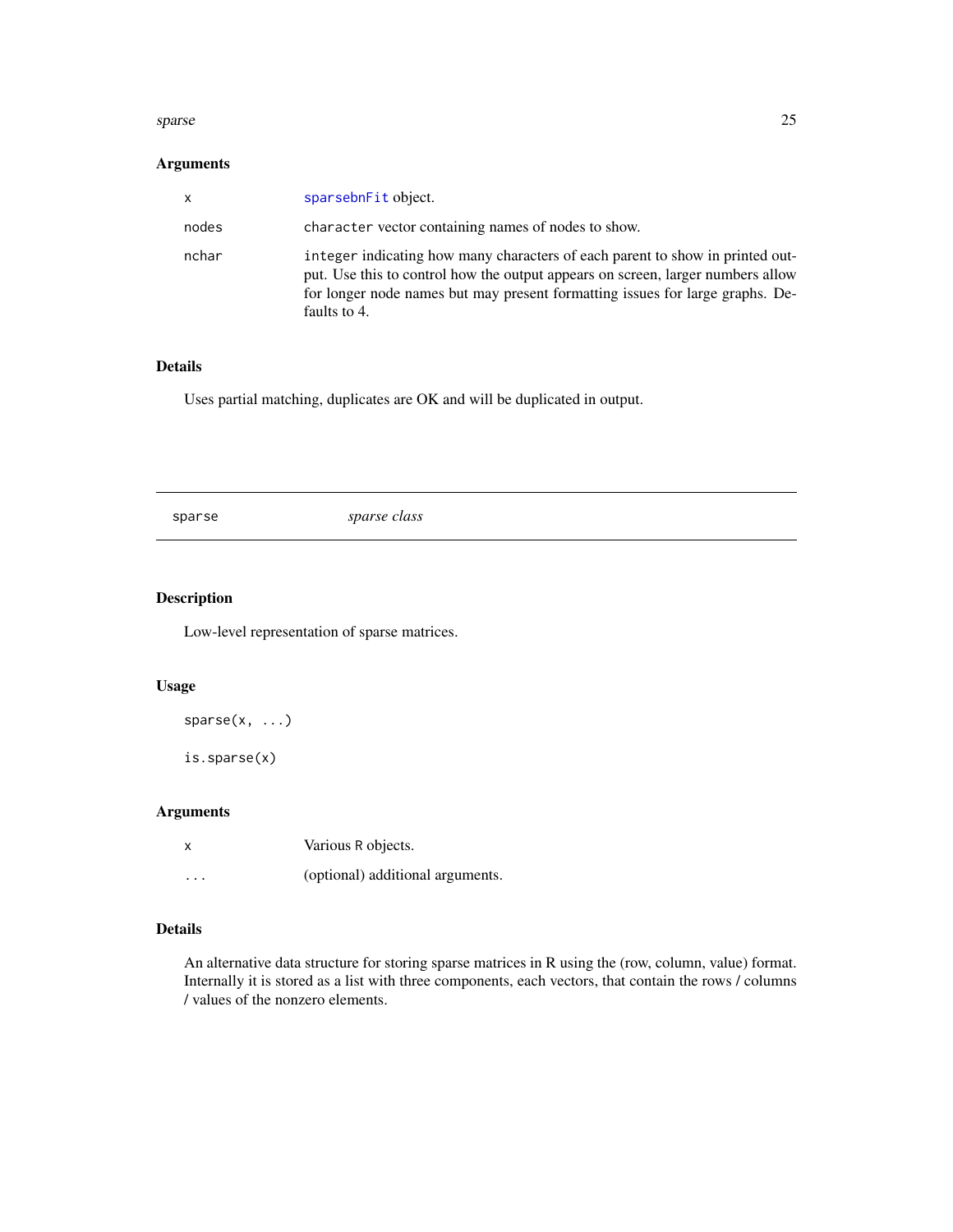### Arguments

| | |
|---|---|
| `x` | `sparsebnFit` object. |
| `nodes` | `character` vector containing names of nodes to show. |
| `nchar` | `integer` indicating how many characters of each parent to show in printed output. Use this to control how the output appears on screen, larger numbers allow for longer node names but may present formatting issues for large graphs. Defaults to 4. |

### Details

Uses partial matching, duplicates are OK and will be duplicated in output.

---

## `sparse` *sparse class*

---

### Description

Low-level representation of sparse matrices.

### Usage

```
sparse(x, ...)

is.sparse(x)
```

### Arguments

| | |
|---|---|
| `x` | Various R objects. |
| `...` | (optional) additional arguments. |

### Details

An alternative data structure for storing sparse matrices in R using the (row, column, value) format. Internally it is stored as a list with three components, each vectors, that contain the rows / columns / values of the nonzero elements.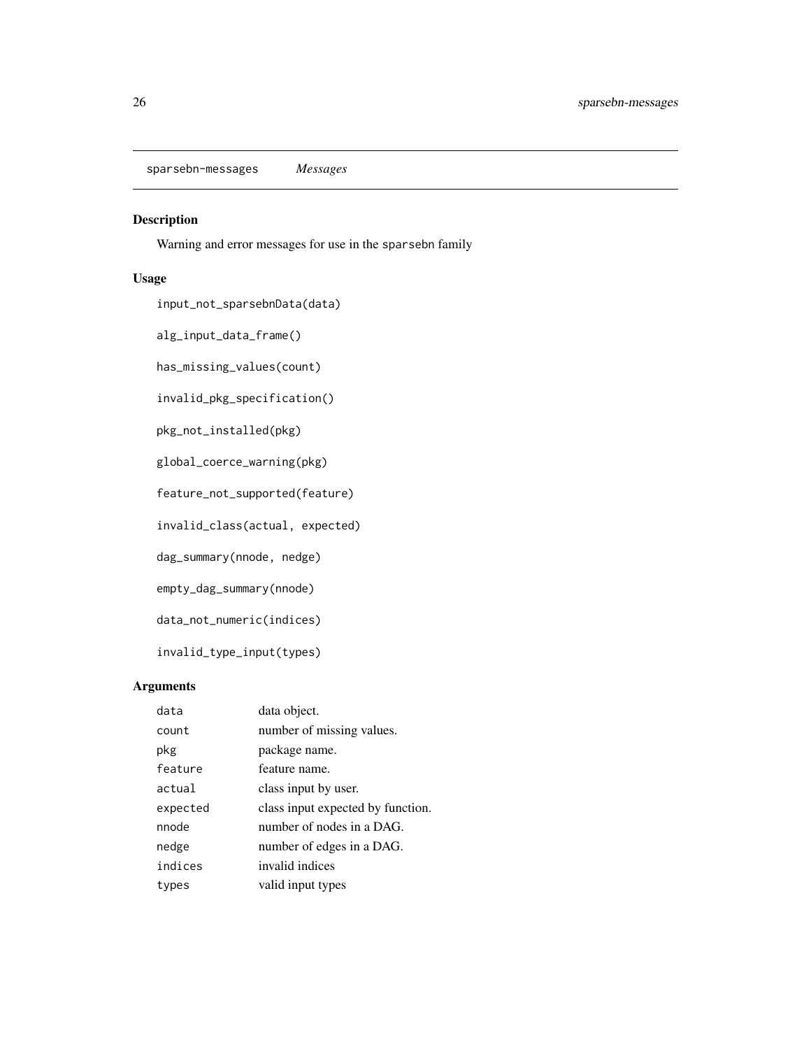sparsebn-messages    *Messages*

## Description

Warning and error messages for use in the sparsebn family

## Usage

```
input_not_sparsebnData(data)

alg_input_data_frame()

has_missing_values(count)

invalid_pkg_specification()

pkg_not_installed(pkg)

global_coerce_warning(pkg)

feature_not_supported(feature)

invalid_class(actual, expected)

dag_summary(nnode, nedge)

empty_dag_summary(nnode)

data_not_numeric(indices)

invalid_type_input(types)
```

## Arguments

| | |
|---|---|
| data | data object. |
| count | number of missing values. |
| pkg | package name. |
| feature | feature name. |
| actual | class input by user. |
| expected | class input expected by function. |
| nnode | number of nodes in a DAG. |
| nedge | number of edges in a DAG. |
| indices | invalid indices |
| types | valid input types |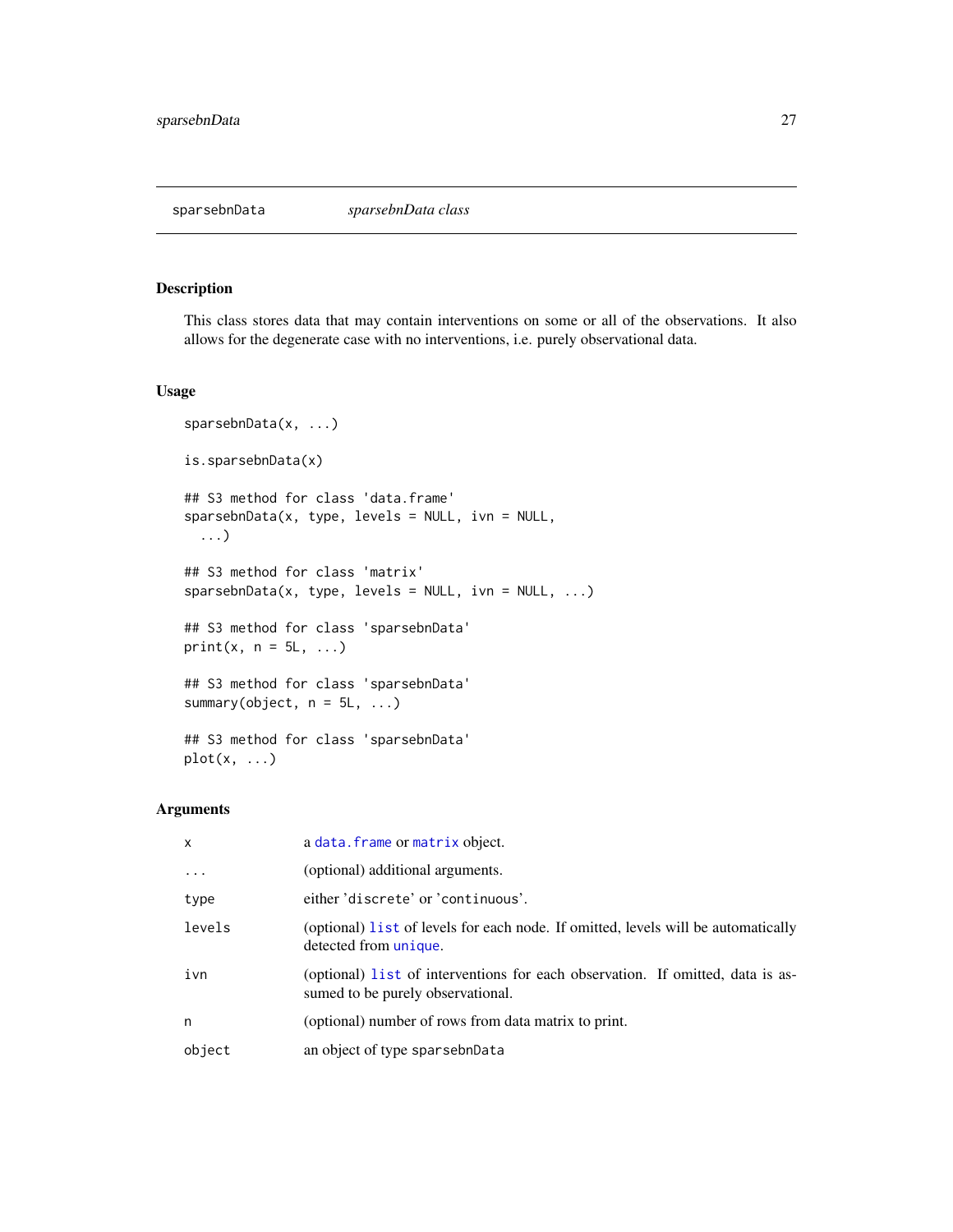# sparsebnData — *sparsebnData class*

## Description

This class stores data that may contain interventions on some or all of the observations. It also allows for the degenerate case with no interventions, i.e. purely observational data.

## Usage

```
sparsebnData(x, ...)

is.sparsebnData(x)

## S3 method for class 'data.frame'
sparsebnData(x, type, levels = NULL, ivn = NULL,
  ...)

## S3 method for class 'matrix'
sparsebnData(x, type, levels = NULL, ivn = NULL, ...)

## S3 method for class 'sparsebnData'
print(x, n = 5L, ...)

## S3 method for class 'sparsebnData'
summary(object, n = 5L, ...)

## S3 method for class 'sparsebnData'
plot(x, ...)
```

## Arguments

| | |
|---|---|
| `x` | a `data.frame` or `matrix` object. |
| `...` | (optional) additional arguments. |
| `type` | either 'discrete' or 'continuous'. |
| `levels` | (optional) `list` of levels for each node. If omitted, levels will be automatically detected from `unique`. |
| `ivn` | (optional) `list` of interventions for each observation. If omitted, data is assumed to be purely observational. |
| `n` | (optional) number of rows from data matrix to print. |
| `object` | an object of type `sparsebnData` |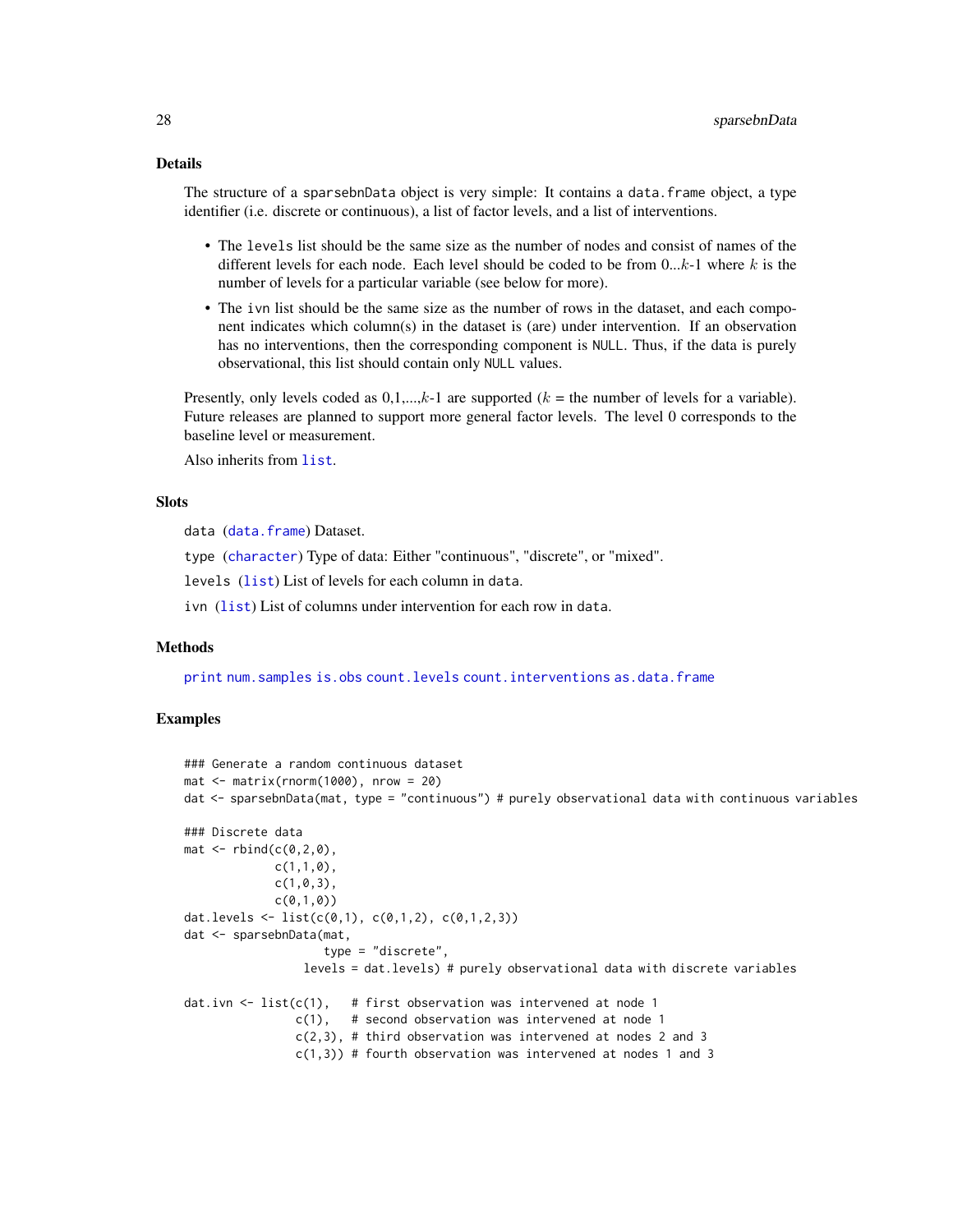## Details

The structure of a `sparsebnData` object is very simple: It contains a `data.frame` object, a type identifier (i.e. discrete or continuous), a list of factor levels, and a list of interventions.

- The `levels` list should be the same size as the number of nodes and consist of names of the different levels for each node. Each level should be coded to be from 0...$k$-1 where $k$ is the number of levels for a particular variable (see below for more).
- The `ivn` list should be the same size as the number of rows in the dataset, and each component indicates which column(s) in the dataset is (are) under intervention. If an observation has no interventions, then the corresponding component is `NULL`. Thus, if the data is purely observational, this list should contain only `NULL` values.

Presently, only levels coded as 0,1,...,$k$-1 are supported ($k$ = the number of levels for a variable). Future releases are planned to support more general factor levels. The level 0 corresponds to the baseline level or measurement.

Also inherits from `list`.

## Slots

`data` (`data.frame`) Dataset.

`type` (`character`) Type of data: Either "continuous", "discrete", or "mixed".

`levels` (`list`) List of levels for each column in `data`.

`ivn` (`list`) List of columns under intervention for each row in `data`.

## Methods

`print` `num.samples` `is.obs` `count.levels` `count.interventions` `as.data.frame`

## Examples

```
### Generate a random continuous dataset
mat <- matrix(rnorm(1000), nrow = 20)
dat <- sparsebnData(mat, type = "continuous") # purely observational data with continuous variables

### Discrete data
mat <- rbind(c(0,2,0),
             c(1,1,0),
             c(1,0,3),
             c(0,1,0))
dat.levels <- list(c(0,1), c(0,1,2), c(0,1,2,3))
dat <- sparsebnData(mat,
                    type = "discrete",
                 levels = dat.levels) # purely observational data with discrete variables

dat.ivn <- list(c(1),   # first observation was intervened at node 1
                c(1),   # second observation was intervened at node 1
                c(2,3), # third observation was intervened at nodes 2 and 3
                c(1,3)) # fourth observation was intervened at nodes 1 and 3
```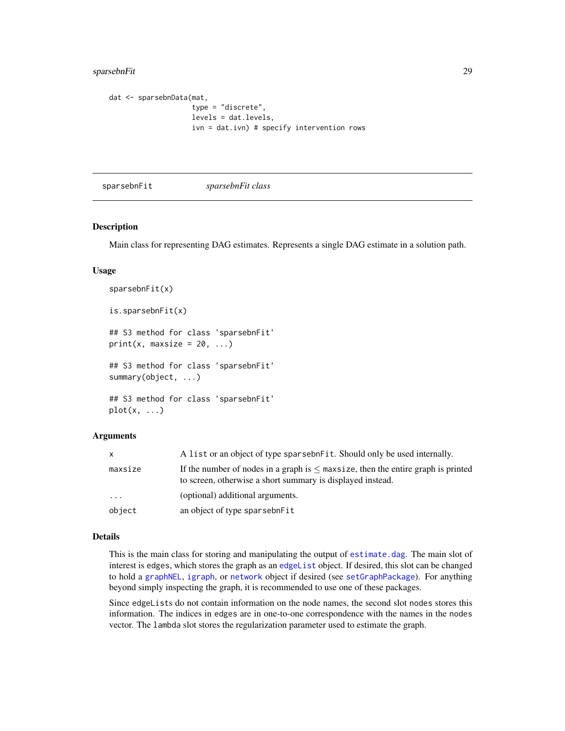```
dat <- sparsebnData(mat,
                    type = "discrete",
                    levels = dat.levels,
                    ivn = dat.ivn) # specify intervention rows
```

## sparsebnFit — *sparsebnFit class*

### Description

Main class for representing DAG estimates. Represents a single DAG estimate in a solution path.

### Usage

```
sparsebnFit(x)

is.sparsebnFit(x)

## S3 method for class 'sparsebnFit'
print(x, maxsize = 20, ...)

## S3 method for class 'sparsebnFit'
summary(object, ...)

## S3 method for class 'sparsebnFit'
plot(x, ...)
```

### Arguments

| | |
|---|---|
| `x` | A `list` or an object of type `sparsebnFit`. Should only be used internally. |
| `maxsize` | If the number of nodes in a graph is $\leq$ `maxsize`, then the entire graph is printed to screen, otherwise a short summary is displayed instead. |
| `...` | (optional) additional arguments. |
| `object` | an object of type `sparsebnFit` |

### Details

This is the main class for storing and manipulating the output of `estimate.dag`. The main slot of interest is `edges`, which stores the graph as an `edgeList` object. If desired, this slot can be changed to hold a `graphNEL`, `igraph`, or `network` object if desired (see `setGraphPackage`). For anything beyond simply inspecting the graph, it is recommended to use one of these packages.

Since `edgeList`s do not contain information on the node names, the second slot `nodes` stores this information. The indices in `edges` are in one-to-one correspondence with the names in the `nodes` vector. The `lambda` slot stores the regularization parameter used to estimate the graph.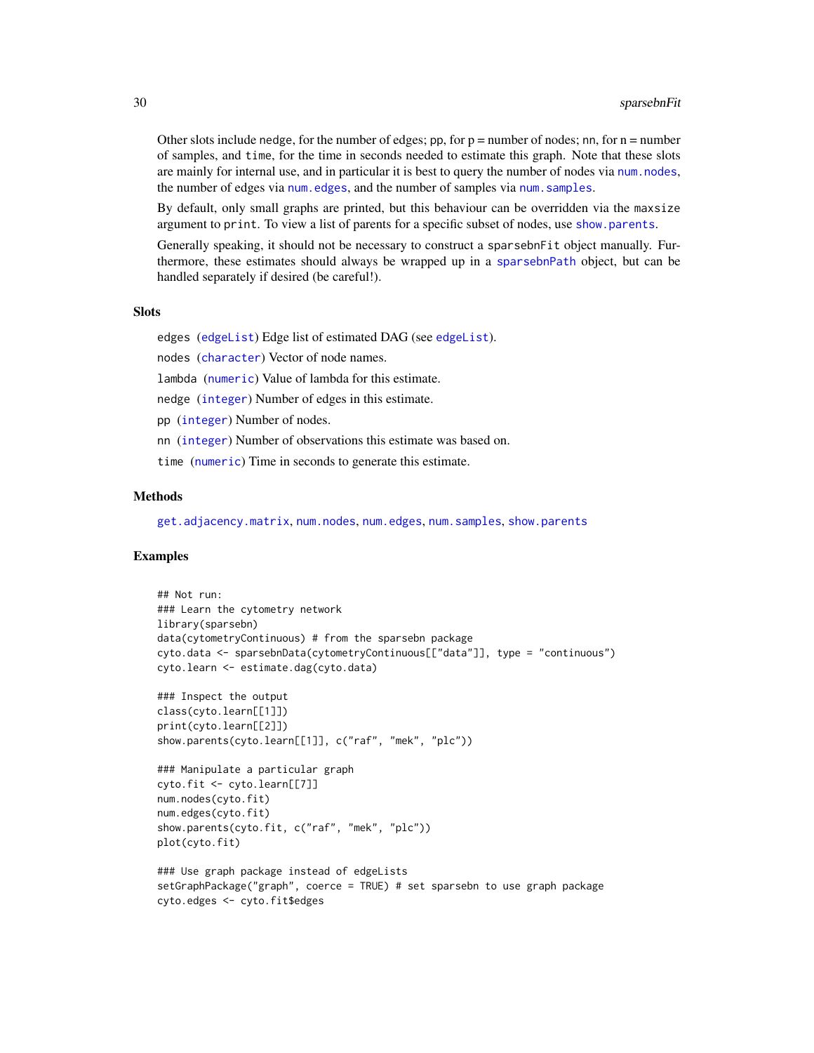Other slots include nedge, for the number of edges; pp, for p = number of nodes; nn, for n = number of samples, and time, for the time in seconds needed to estimate this graph. Note that these slots are mainly for internal use, and in particular it is best to query the number of nodes via `num.nodes`, the number of edges via `num.edges`, and the number of samples via `num.samples`.

By default, only small graphs are printed, but this behaviour can be overridden via the maxsize argument to print. To view a list of parents for a specific subset of nodes, use `show.parents`.

Generally speaking, it should not be necessary to construct a sparsebnFit object manually. Furthermore, these estimates should always be wrapped up in a `sparsebnPath` object, but can be handled separately if desired (be careful!).

## Slots

`edges` (`edgeList`) Edge list of estimated DAG (see `edgeList`).

`nodes` (`character`) Vector of node names.

`lambda` (`numeric`) Value of lambda for this estimate.

`nedge` (`integer`) Number of edges in this estimate.

`pp` (`integer`) Number of nodes.

`nn` (`integer`) Number of observations this estimate was based on.

`time` (`numeric`) Time in seconds to generate this estimate.

## Methods

`get.adjacency.matrix`, `num.nodes`, `num.edges`, `num.samples`, `show.parents`

## Examples

```
## Not run:
### Learn the cytometry network
library(sparsebn)
data(cytometryContinuous) # from the sparsebn package
cyto.data <- sparsebnData(cytometryContinuous[["data"]], type = "continuous")
cyto.learn <- estimate.dag(cyto.data)

### Inspect the output
class(cyto.learn[[1]])
print(cyto.learn[[2]])
show.parents(cyto.learn[[1]], c("raf", "mek", "plc"))

### Manipulate a particular graph
cyto.fit <- cyto.learn[[7]]
num.nodes(cyto.fit)
num.edges(cyto.fit)
show.parents(cyto.fit, c("raf", "mek", "plc"))
plot(cyto.fit)

### Use graph package instead of edgeLists
setGraphPackage("graph", coerce = TRUE) # set sparsebn to use graph package
cyto.edges <- cyto.fit$edges
```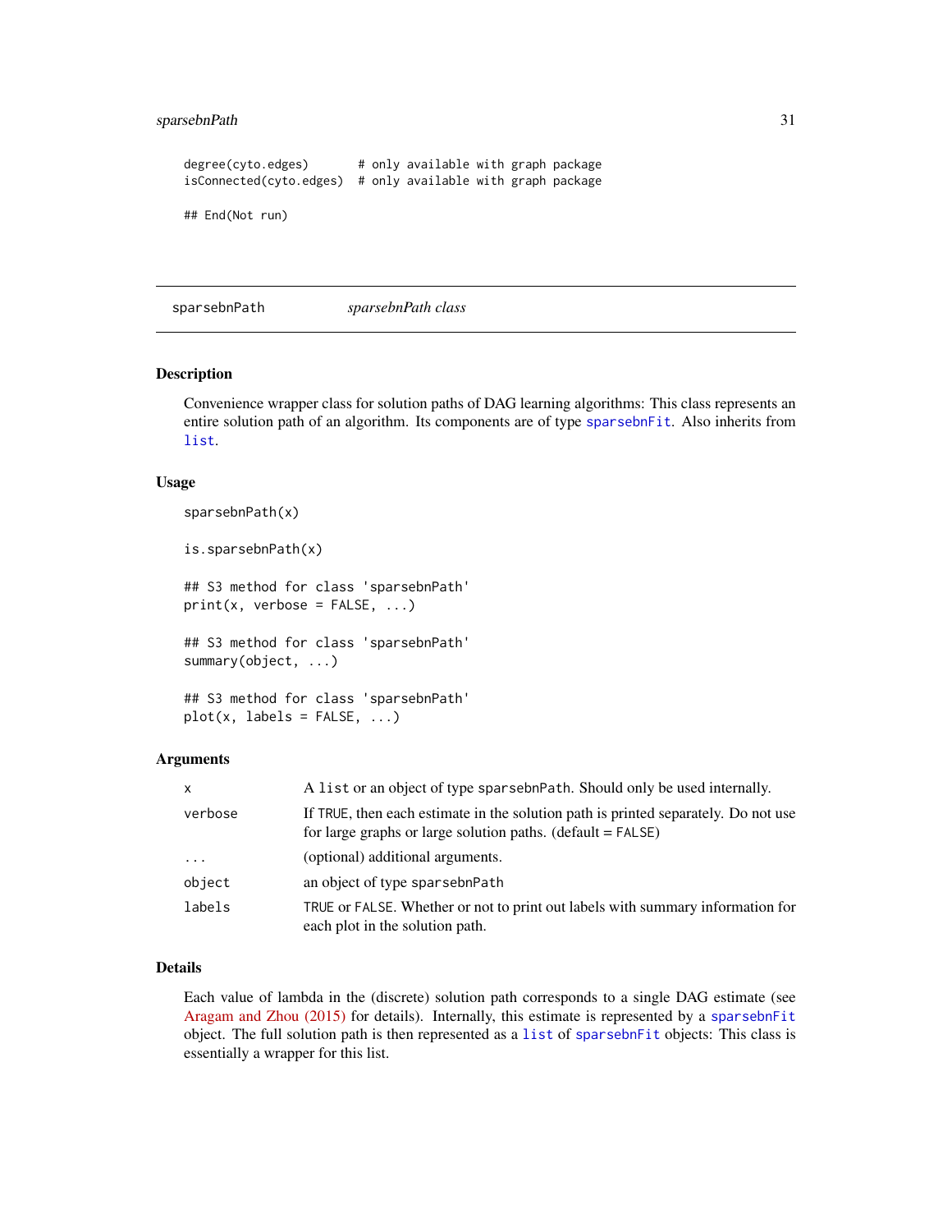```
degree(cyto.edges)       # only available with graph package
isConnected(cyto.edges)  # only available with graph package

## End(Not run)
```

---

sparsebnPath *sparsebnPath class*

---

## Description

Convenience wrapper class for solution paths of DAG learning algorithms: This class represents an entire solution path of an algorithm. Its components are of type `sparsebnFit`. Also inherits from `list`.

## Usage

```
sparsebnPath(x)

is.sparsebnPath(x)

## S3 method for class 'sparsebnPath'
print(x, verbose = FALSE, ...)

## S3 method for class 'sparsebnPath'
summary(object, ...)

## S3 method for class 'sparsebnPath'
plot(x, labels = FALSE, ...)
```

## Arguments

| | |
|---|---|
| `x` | A `list` or an object of type `sparsebnPath`. Should only be used internally. |
| `verbose` | If `TRUE`, then each estimate in the solution path is printed separately. Do not use for large graphs or large solution paths. (default = `FALSE`) |
| `...` | (optional) additional arguments. |
| `object` | an object of type `sparsebnPath` |
| `labels` | `TRUE` or `FALSE`. Whether or not to print out labels with summary information for each plot in the solution path. |

## Details

Each value of lambda in the (discrete) solution path corresponds to a single DAG estimate (see Aragam and Zhou (2015) for details). Internally, this estimate is represented by a `sparsebnFit` object. The full solution path is then represented as a `list` of `sparsebnFit` objects: This class is essentially a wrapper for this list.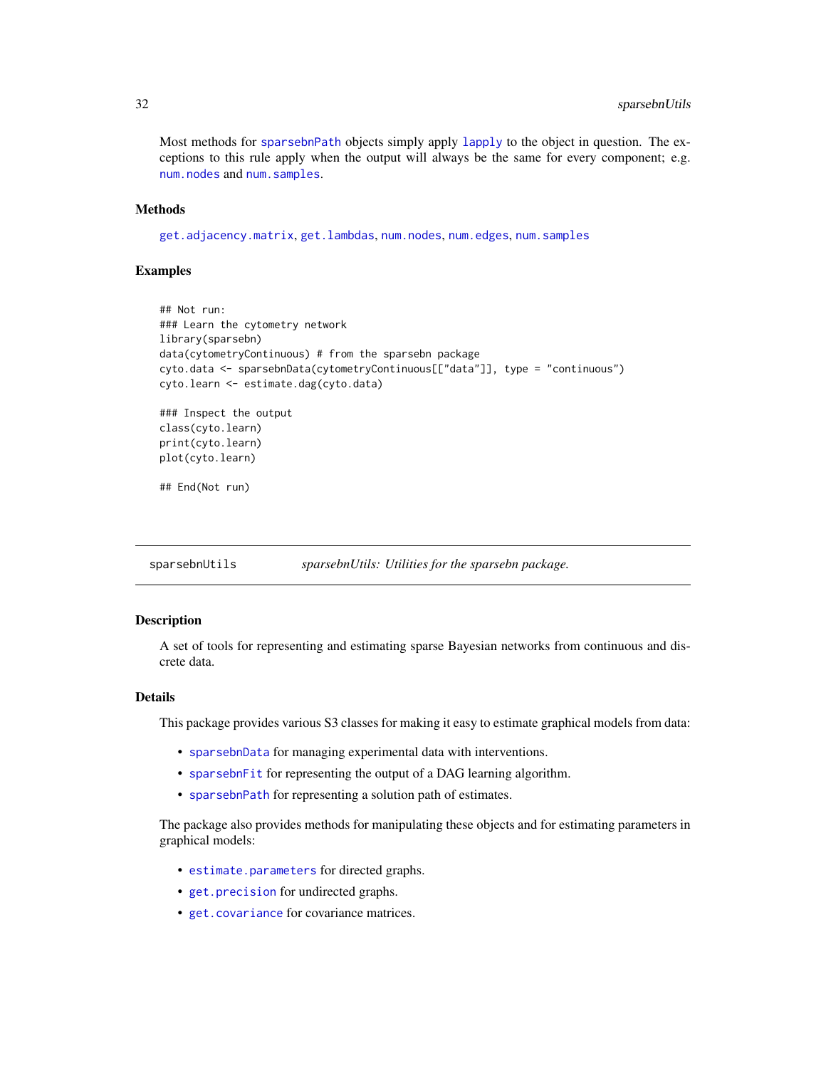Most methods for sparsebnPath objects simply apply lapply to the object in question. The exceptions to this rule apply when the output will always be the same for every component; e.g. num.nodes and num.samples.

### Methods

get.adjacency.matrix, get.lambdas, num.nodes, num.edges, num.samples

### Examples

```
## Not run:
### Learn the cytometry network
library(sparsebn)
data(cytometryContinuous) # from the sparsebn package
cyto.data <- sparsebnData(cytometryContinuous[["data"]], type = "continuous")
cyto.learn <- estimate.dag(cyto.data)

### Inspect the output
class(cyto.learn)
print(cyto.learn)
plot(cyto.learn)

## End(Not run)
```

---

## sparsebnUtils — *sparsebnUtils: Utilities for the sparsebn package.*

### Description

A set of tools for representing and estimating sparse Bayesian networks from continuous and discrete data.

### Details

This package provides various S3 classes for making it easy to estimate graphical models from data:

- sparsebnData for managing experimental data with interventions.
- sparsebnFit for representing the output of a DAG learning algorithm.
- sparsebnPath for representing a solution path of estimates.

The package also provides methods for manipulating these objects and for estimating parameters in graphical models:

- estimate.parameters for directed graphs.
- get.precision for undirected graphs.
- get.covariance for covariance matrices.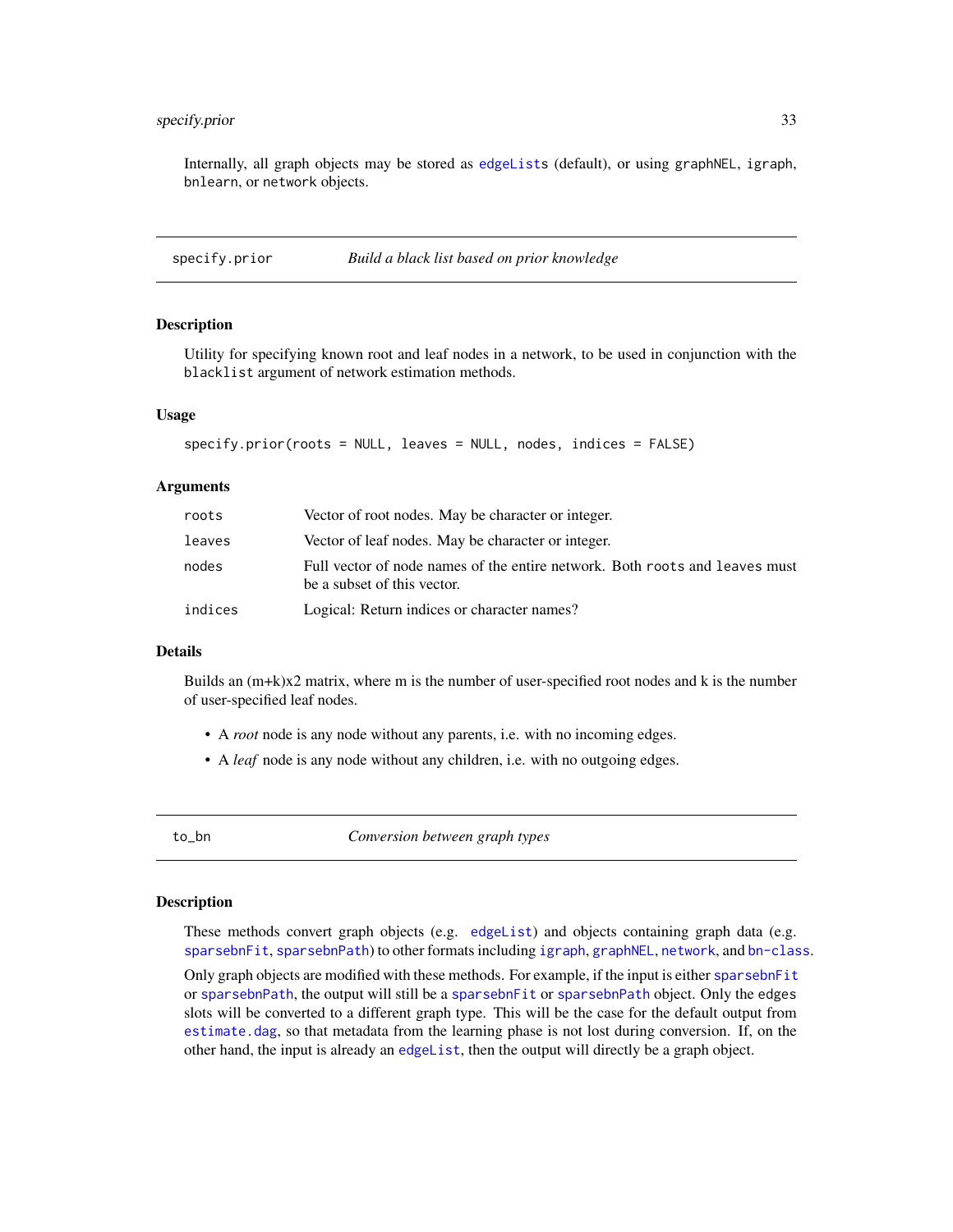Internally, all graph objects may be stored as edgeLists (default), or using graphNEL, igraph, bnlearn, or network objects.

## specify.prior — *Build a black list based on prior knowledge*

### Description

Utility for specifying known root and leaf nodes in a network, to be used in conjunction with the blacklist argument of network estimation methods.

### Usage

```
specify.prior(roots = NULL, leaves = NULL, nodes, indices = FALSE)
```

### Arguments

| | |
|---|---|
| roots | Vector of root nodes. May be character or integer. |
| leaves | Vector of leaf nodes. May be character or integer. |
| nodes | Full vector of node names of the entire network. Both roots and leaves must be a subset of this vector. |
| indices | Logical: Return indices or character names? |

### Details

Builds an (m+k)x2 matrix, where m is the number of user-specified root nodes and k is the number of user-specified leaf nodes.

- A *root* node is any node without any parents, i.e. with no incoming edges.
- A *leaf* node is any node without any children, i.e. with no outgoing edges.

## to_bn — *Conversion between graph types*

### Description

These methods convert graph objects (e.g. edgeList) and objects containing graph data (e.g. sparsebnFit, sparsebnPath) to other formats including igraph, graphNEL, network, and bn-class.

Only graph objects are modified with these methods. For example, if the input is either sparsebnFit or sparsebnPath, the output will still be a sparsebnFit or sparsebnPath object. Only the edges slots will be converted to a different graph type. This will be the case for the default output from estimate.dag, so that metadata from the learning phase is not lost during conversion. If, on the other hand, the input is already an edgeList, then the output will directly be a graph object.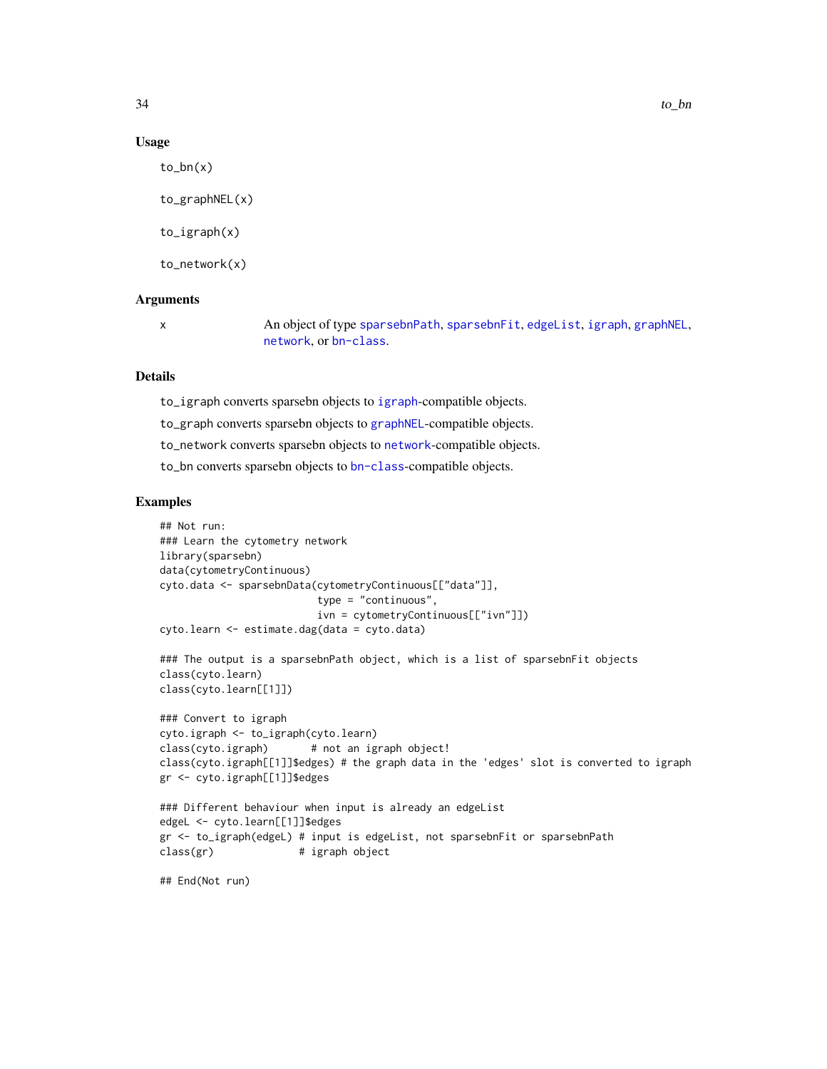## Usage

```
to_bn(x)

to_graphNEL(x)

to_igraph(x)

to_network(x)
```

## Arguments

x	An object of type sparsebnPath, sparsebnFit, edgeList, igraph, graphNEL, network, or bn-class.

## Details

to_igraph converts sparsebn objects to igraph-compatible objects.

to_graph converts sparsebn objects to graphNEL-compatible objects.

to_network converts sparsebn objects to network-compatible objects.

to_bn converts sparsebn objects to bn-class-compatible objects.

## Examples

```
## Not run:
### Learn the cytometry network
library(sparsebn)
data(cytometryContinuous)
cyto.data <- sparsebnData(cytometryContinuous[["data"]],
                          type = "continuous",
                          ivn = cytometryContinuous[["ivn"]])
cyto.learn <- estimate.dag(data = cyto.data)

### The output is a sparsebnPath object, which is a list of sparsebnFit objects
class(cyto.learn)
class(cyto.learn[[1]])

### Convert to igraph
cyto.igraph <- to_igraph(cyto.learn)
class(cyto.igraph)       # not an igraph object!
class(cyto.igraph[[1]]$edges) # the graph data in the 'edges' slot is converted to igraph
gr <- cyto.igraph[[1]]$edges

### Different behaviour when input is already an edgeList
edgeL <- cyto.learn[[1]]$edges
gr <- to_igraph(edgeL) # input is edgeList, not sparsebnFit or sparsebnPath
class(gr)              # igraph object

## End(Not run)
```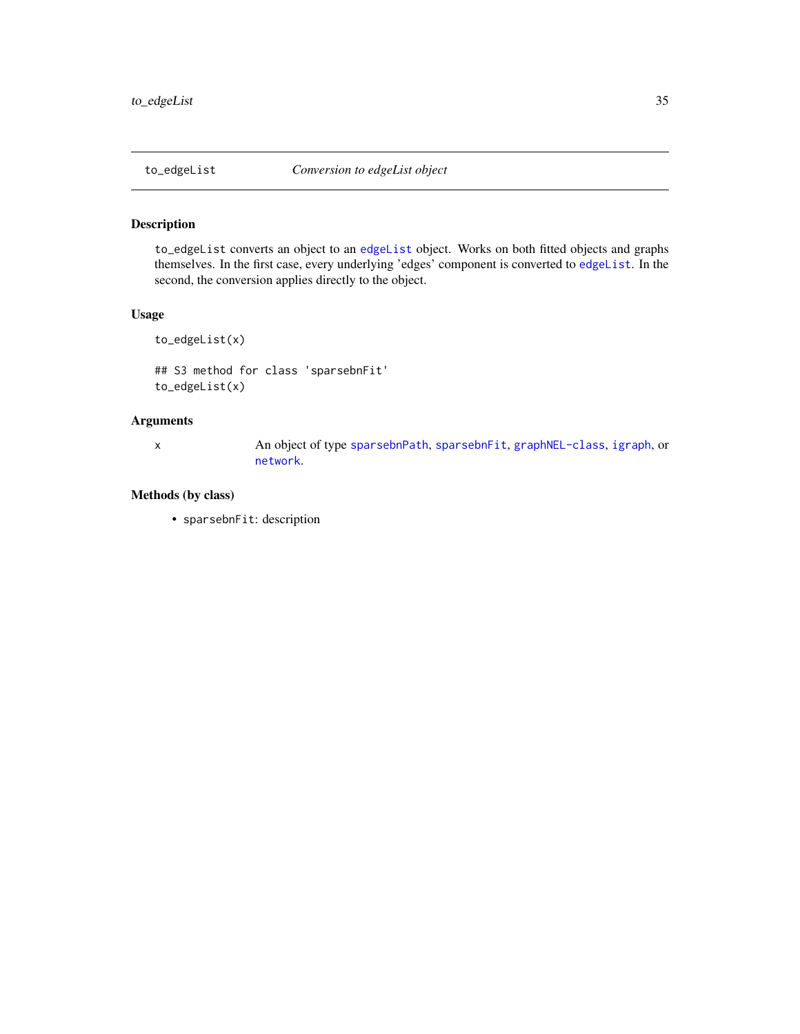## to_edgeList — *Conversion to edgeList object*

### Description

`to_edgeList` converts an object to an `edgeList` object. Works on both fitted objects and graphs themselves. In the first case, every underlying 'edges' component is converted to `edgeList`. In the second, the conversion applies directly to the object.

### Usage

```
to_edgeList(x)

## S3 method for class 'sparsebnFit'
to_edgeList(x)
```

### Arguments

| | |
|---|---|
| `x` | An object of type `sparsebnPath`, `sparsebnFit`, `graphNEL-class`, `igraph`, or `network`. |

### Methods (by class)

- `sparsebnFit`: description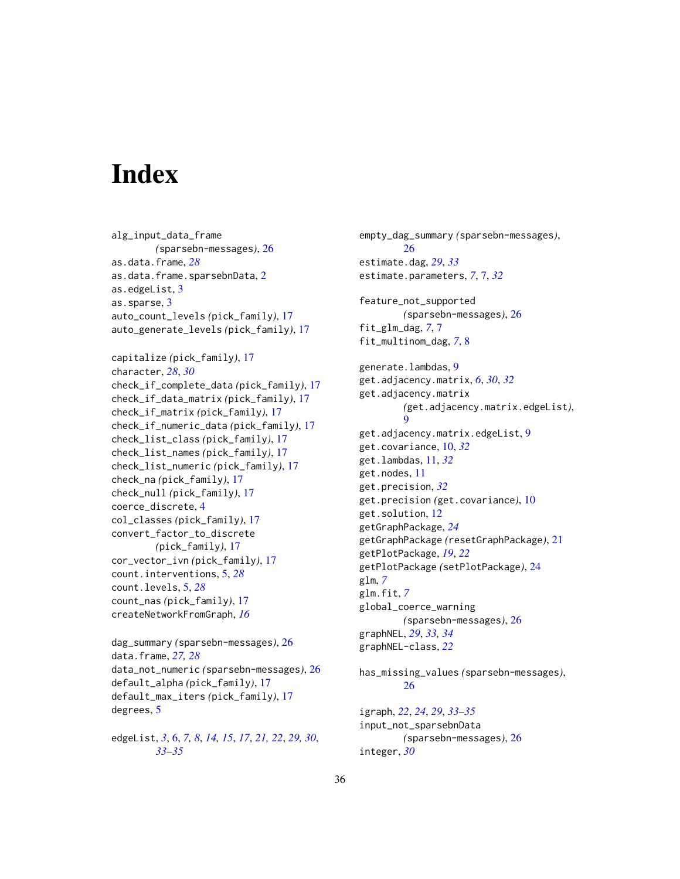# Index

alg_input_data_frame (sparsebn-messages), 26
as.data.frame, *28*
as.data.frame.sparsebnData, 2
as.edgeList, 3
as.sparse, 3
auto_count_levels (pick_family), 17
auto_generate_levels (pick_family), 17

capitalize (pick_family), 17
character, *28*, *30*
check_if_complete_data (pick_family), 17
check_if_data_matrix (pick_family), 17
check_if_matrix (pick_family), 17
check_if_numeric_data (pick_family), 17
check_list_class (pick_family), 17
check_list_names (pick_family), 17
check_list_numeric (pick_family), 17
check_na (pick_family), 17
check_null (pick_family), 17
coerce_discrete, 4
col_classes (pick_family), 17
convert_factor_to_discrete (pick_family), 17
cor_vector_ivn (pick_family), 17
count.interventions, 5, *28*
count.levels, 5, *28*
count_nas (pick_family), 17
createNetworkFromGraph, *16*

dag_summary (sparsebn-messages), 26
data.frame, *27, 28*
data_not_numeric (sparsebn-messages), 26
default_alpha (pick_family), 17
default_max_iters (pick_family), 17
degrees, 5

edgeList, *3*, 6, *7, 8*, *14, 15*, *17*, *21, 22*, *29, 30*, *33–35*

empty_dag_summary (sparsebn-messages), 26
estimate.dag, *29*, *33*
estimate.parameters, *7*, 7, *32*

feature_not_supported (sparsebn-messages), 26
fit_glm_dag, *7*, 7
fit_multinom_dag, *7*, 8

generate.lambdas, 9
get.adjacency.matrix, *6*, *30*, *32*
get.adjacency.matrix (get.adjacency.matrix.edgeList), 9
get.adjacency.matrix.edgeList, 9
get.covariance, 10, *32*
get.lambdas, 11, *32*
get.nodes, 11
get.precision, *32*
get.precision (get.covariance), 10
get.solution, 12
getGraphPackage, *24*
getGraphPackage (resetGraphPackage), 21
getPlotPackage, *19*, *22*
getPlotPackage (setPlotPackage), 24
glm, *7*
glm.fit, *7*
global_coerce_warning (sparsebn-messages), 26
graphNEL, *29*, *33, 34*
graphNEL-class, *22*

has_missing_values (sparsebn-messages), 26

igraph, *22*, *24*, *29*, *33–35*
input_not_sparsebnData (sparsebn-messages), 26
integer, *30*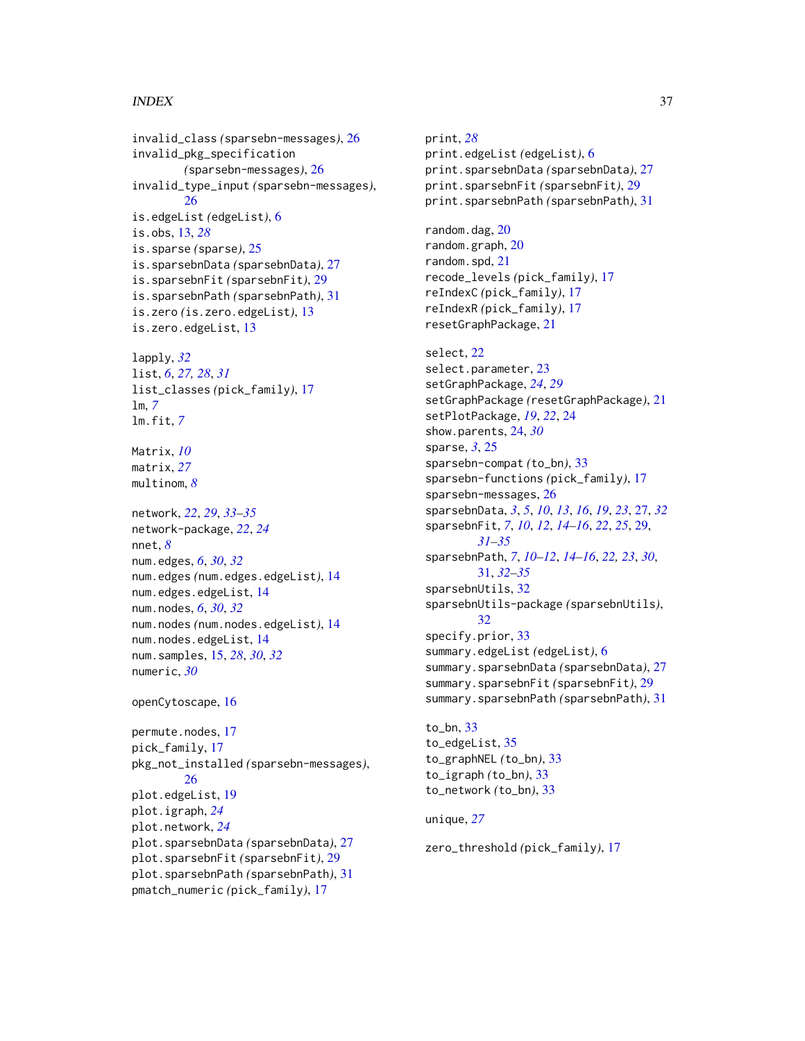invalid_class *(sparsebn-messages)*, 26
invalid_pkg_specification *(sparsebn-messages)*, 26
invalid_type_input *(sparsebn-messages)*, 26
is.edgeList *(edgeList)*, 6
is.obs, 13, *28*
is.sparse *(sparse)*, 25
is.sparsebnData *(sparsebnData)*, 27
is.sparsebnFit *(sparsebnFit)*, 29
is.sparsebnPath *(sparsebnPath)*, 31
is.zero *(is.zero.edgeList)*, 13
is.zero.edgeList, 13

lapply, *32*
list, *6*, *27*, *28*, *31*
list_classes *(pick_family)*, 17
lm, *7*
lm.fit, *7*

Matrix, *10*
matrix, *27*
multinom, *8*

network, *22*, *29*, *33–35*
network-package, *22*, *24*
nnet, *8*
num.edges, *6*, *30*, *32*
num.edges *(num.edges.edgeList)*, 14
num.edges.edgeList, 14
num.nodes, *6*, *30*, *32*
num.nodes *(num.nodes.edgeList)*, 14
num.nodes.edgeList, 14
num.samples, 15, *28*, *30*, *32*
numeric, *30*

openCytoscape, 16

permute.nodes, 17
pick_family, 17
pkg_not_installed *(sparsebn-messages)*, 26
plot.edgeList, 19
plot.igraph, *24*
plot.network, *24*
plot.sparsebnData *(sparsebnData)*, 27
plot.sparsebnFit *(sparsebnFit)*, 29
plot.sparsebnPath *(sparsebnPath)*, 31
pmatch_numeric *(pick_family)*, 17

print, *28*
print.edgeList *(edgeList)*, 6
print.sparsebnData *(sparsebnData)*, 27
print.sparsebnFit *(sparsebnFit)*, 29
print.sparsebnPath *(sparsebnPath)*, 31

random.dag, 20
random.graph, 20
random.spd, 21
recode_levels *(pick_family)*, 17
reIndexC *(pick_family)*, 17
reIndexR *(pick_family)*, 17
resetGraphPackage, 21

select, 22
select.parameter, 23
setGraphPackage, *24*, *29*
setGraphPackage *(resetGraphPackage)*, 21
setPlotPackage, *19*, *22*, 24
show.parents, 24, *30*
sparse, *3*, 25
sparsebn-compat *(to_bn)*, 33
sparsebn-functions *(pick_family)*, 17
sparsebn-messages, 26
sparsebnData, *3*, *5*, *10*, *13*, *16*, *19*, *23*, 27, *32*
sparsebnFit, *7*, *10*, *12*, *14–16*, *22*, *25*, 29, *31–35*
sparsebnPath, *7*, *10–12*, *14–16*, *22*, *23*, *30*, 31, *32–35*
sparsebnUtils, 32
sparsebnUtils-package *(sparsebnUtils)*, 32
specify.prior, 33
summary.edgeList *(edgeList)*, 6
summary.sparsebnData *(sparsebnData)*, 27
summary.sparsebnFit *(sparsebnFit)*, 29
summary.sparsebnPath *(sparsebnPath)*, 31

to_bn, 33
to_edgeList, 35
to_graphNEL *(to_bn)*, 33
to_igraph *(to_bn)*, 33
to_network *(to_bn)*, 33

unique, *27*

zero_threshold *(pick_family)*, 17